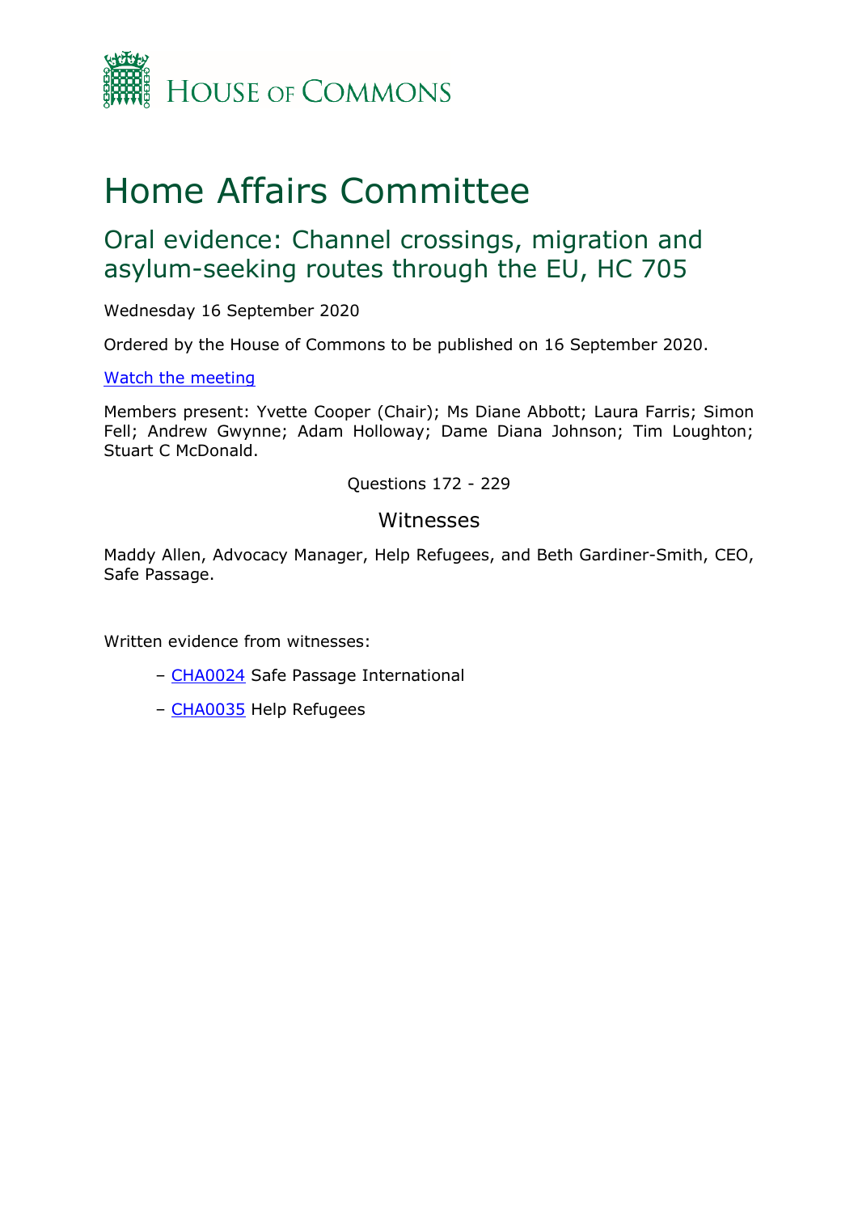HOUSE OF COMMONS

# Home Affairs Committee

## Oral evidence: Channel crossings, migration and asylum-seeking routes through the EU, HC 705

Wednesday 16 September 2020

Ordered by the House of Commons to be published on 16 September 2020.

Watch the meeting

Members present: Yvette Cooper (Chair); Ms Diane Abbott; Laura Farris; Simon Fell; Andrew Gwynne; Adam Holloway; Dame Diana Johnson; Tim Loughton; Stuart C McDonald.

Questions 172 - 229

### Witnesses

Maddy Allen, Advocacy Manager, Help Refugees, and Beth Gardiner-Smith, CEO, Safe Passage.

Written evidence from witnesses:

- CHA0024 Safe Passage International
- CHA0035 Help Refugees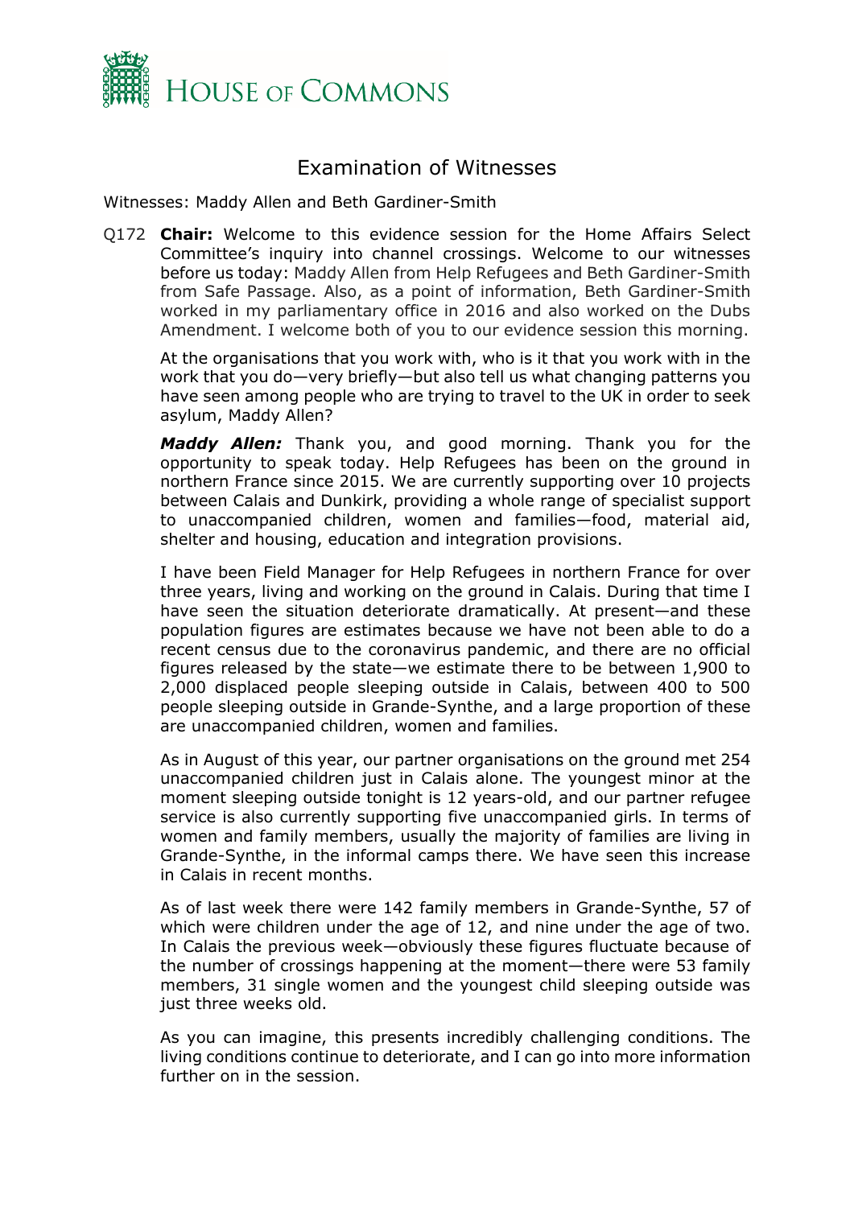# Examination of Witnesses

Witnesses: Maddy Allen and Beth Gardiner-Smith

Q172 **Chair:** Welcome to this evidence session for the Home Affairs Select Committee's inquiry into channel crossings. Welcome to our witnesses before us today: Maddy Allen from Help Refugees and Beth Gardiner-Smith from Safe Passage. Also, as a point of information, Beth Gardiner-Smith worked in my parliamentary office in 2016 and also worked on the Dubs Amendment. I welcome both of you to our evidence session this morning.

At the organisations that you work with, who is it that you work with in the work that you do—very briefly—but also tell us what changing patterns you have seen among people who are trying to travel to the UK in order to seek asylum, Maddy Allen?

***Maddy Allen:*** Thank you, and good morning. Thank you for the opportunity to speak today. Help Refugees has been on the ground in northern France since 2015. We are currently supporting over 10 projects between Calais and Dunkirk, providing a whole range of specialist support to unaccompanied children, women and families—food, material aid, shelter and housing, education and integration provisions.

I have been Field Manager for Help Refugees in northern France for over three years, living and working on the ground in Calais. During that time I have seen the situation deteriorate dramatically. At present—and these population figures are estimates because we have not been able to do a recent census due to the coronavirus pandemic, and there are no official figures released by the state—we estimate there to be between 1,900 to 2,000 displaced people sleeping outside in Calais, between 400 to 500 people sleeping outside in Grande-Synthe, and a large proportion of these are unaccompanied children, women and families.

As in August of this year, our partner organisations on the ground met 254 unaccompanied children just in Calais alone. The youngest minor at the moment sleeping outside tonight is 12 years-old, and our partner refugee service is also currently supporting five unaccompanied girls. In terms of women and family members, usually the majority of families are living in Grande-Synthe, in the informal camps there. We have seen this increase in Calais in recent months.

As of last week there were 142 family members in Grande-Synthe, 57 of which were children under the age of 12, and nine under the age of two. In Calais the previous week—obviously these figures fluctuate because of the number of crossings happening at the moment—there were 53 family members, 31 single women and the youngest child sleeping outside was just three weeks old.

As you can imagine, this presents incredibly challenging conditions. The living conditions continue to deteriorate, and I can go into more information further on in the session.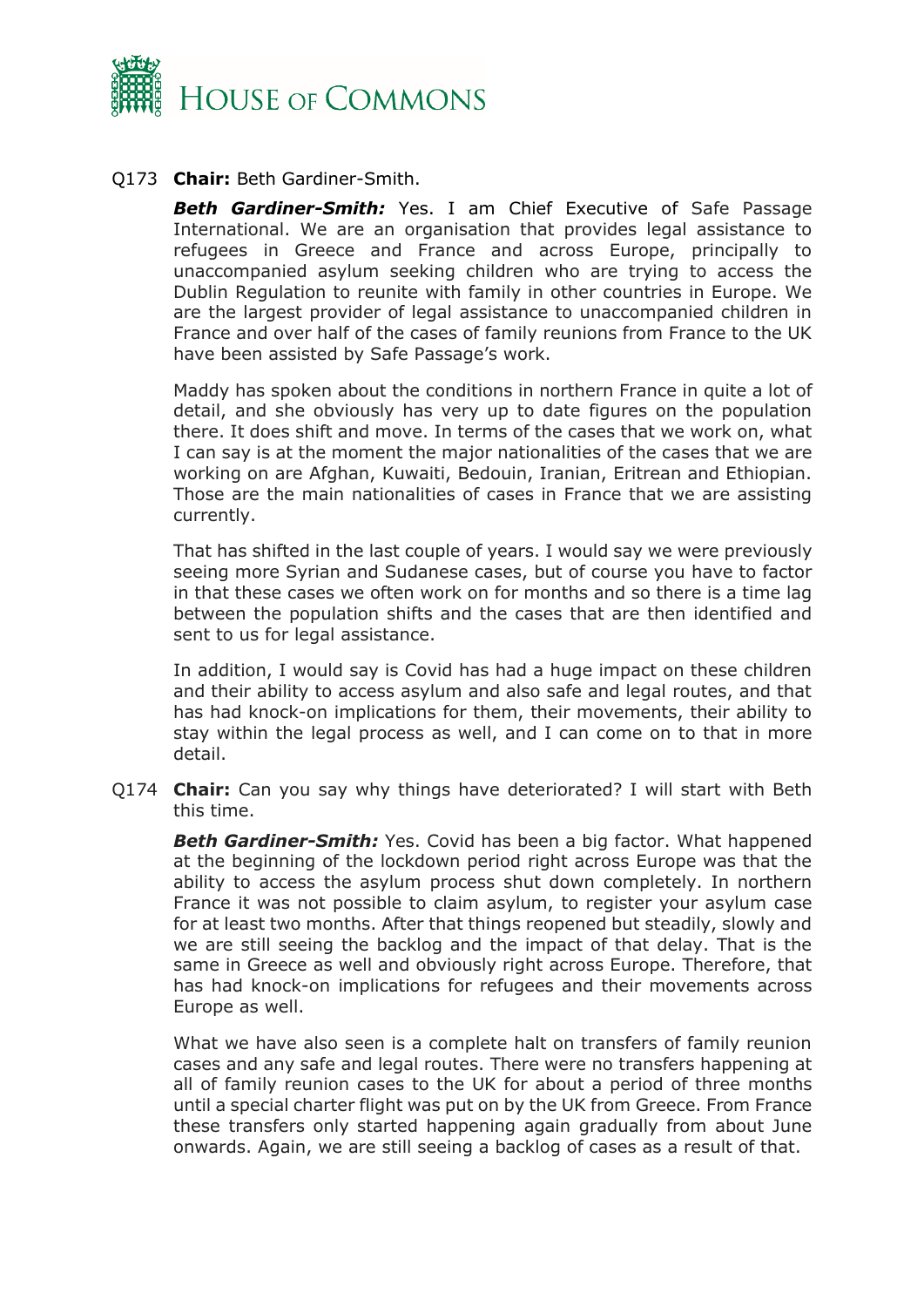Q173 **Chair:** Beth Gardiner-Smith.

***Beth Gardiner-Smith:*** Yes. I am Chief Executive of Safe Passage International. We are an organisation that provides legal assistance to refugees in Greece and France and across Europe, principally to unaccompanied asylum seeking children who are trying to access the Dublin Regulation to reunite with family in other countries in Europe. We are the largest provider of legal assistance to unaccompanied children in France and over half of the cases of family reunions from France to the UK have been assisted by Safe Passage's work.

Maddy has spoken about the conditions in northern France in quite a lot of detail, and she obviously has very up to date figures on the population there. It does shift and move. In terms of the cases that we work on, what I can say is at the moment the major nationalities of the cases that we are working on are Afghan, Kuwaiti, Bedouin, Iranian, Eritrean and Ethiopian. Those are the main nationalities of cases in France that we are assisting currently.

That has shifted in the last couple of years. I would say we were previously seeing more Syrian and Sudanese cases, but of course you have to factor in that these cases we often work on for months and so there is a time lag between the population shifts and the cases that are then identified and sent to us for legal assistance.

In addition, I would say is Covid has had a huge impact on these children and their ability to access asylum and also safe and legal routes, and that has had knock-on implications for them, their movements, their ability to stay within the legal process as well, and I can come on to that in more detail.

Q174 **Chair:** Can you say why things have deteriorated? I will start with Beth this time.

***Beth Gardiner-Smith:*** Yes. Covid has been a big factor. What happened at the beginning of the lockdown period right across Europe was that the ability to access the asylum process shut down completely. In northern France it was not possible to claim asylum, to register your asylum case for at least two months. After that things reopened but steadily, slowly and we are still seeing the backlog and the impact of that delay. That is the same in Greece as well and obviously right across Europe. Therefore, that has had knock-on implications for refugees and their movements across Europe as well.

What we have also seen is a complete halt on transfers of family reunion cases and any safe and legal routes. There were no transfers happening at all of family reunion cases to the UK for about a period of three months until a special charter flight was put on by the UK from Greece. From France these transfers only started happening again gradually from about June onwards. Again, we are still seeing a backlog of cases as a result of that.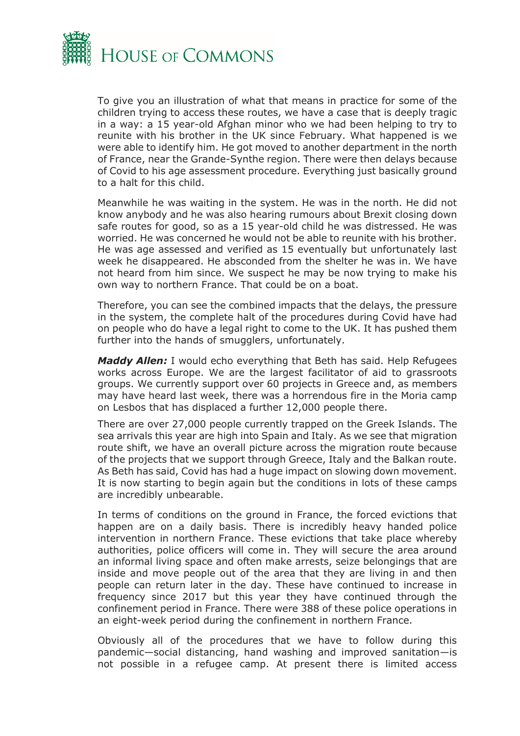To give you an illustration of what that means in practice for some of the children trying to access these routes, we have a case that is deeply tragic in a way: a 15 year-old Afghan minor who we had been helping to try to reunite with his brother in the UK since February. What happened is we were able to identify him. He got moved to another department in the north of France, near the Grande-Synthe region. There were then delays because of Covid to his age assessment procedure. Everything just basically ground to a halt for this child.

Meanwhile he was waiting in the system. He was in the north. He did not know anybody and he was also hearing rumours about Brexit closing down safe routes for good, so as a 15 year-old child he was distressed. He was worried. He was concerned he would not be able to reunite with his brother. He was age assessed and verified as 15 eventually but unfortunately last week he disappeared. He absconded from the shelter he was in. We have not heard from him since. We suspect he may be now trying to make his own way to northern France. That could be on a boat.

Therefore, you can see the combined impacts that the delays, the pressure in the system, the complete halt of the procedures during Covid have had on people who do have a legal right to come to the UK. It has pushed them further into the hands of smugglers, unfortunately.

***Maddy Allen:*** I would echo everything that Beth has said. Help Refugees works across Europe. We are the largest facilitator of aid to grassroots groups. We currently support over 60 projects in Greece and, as members may have heard last week, there was a horrendous fire in the Moria camp on Lesbos that has displaced a further 12,000 people there.

There are over 27,000 people currently trapped on the Greek Islands. The sea arrivals this year are high into Spain and Italy. As we see that migration route shift, we have an overall picture across the migration route because of the projects that we support through Greece, Italy and the Balkan route. As Beth has said, Covid has had a huge impact on slowing down movement. It is now starting to begin again but the conditions in lots of these camps are incredibly unbearable.

In terms of conditions on the ground in France, the forced evictions that happen are on a daily basis. There is incredibly heavy handed police intervention in northern France. These evictions that take place whereby authorities, police officers will come in. They will secure the area around an informal living space and often make arrests, seize belongings that are inside and move people out of the area that they are living in and then people can return later in the day. These have continued to increase in frequency since 2017 but this year they have continued through the confinement period in France. There were 388 of these police operations in an eight-week period during the confinement in northern France.

Obviously all of the procedures that we have to follow during this pandemic—social distancing, hand washing and improved sanitation—is not possible in a refugee camp. At present there is limited access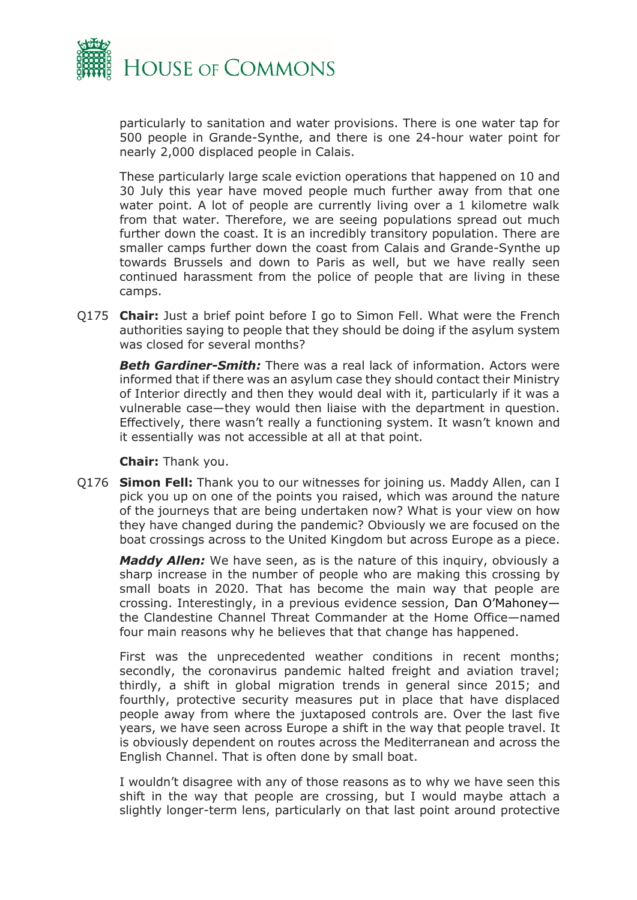particularly to sanitation and water provisions. There is one water tap for 500 people in Grande-Synthe, and there is one 24-hour water point for nearly 2,000 displaced people in Calais.

These particularly large scale eviction operations that happened on 10 and 30 July this year have moved people much further away from that one water point. A lot of people are currently living over a 1 kilometre walk from that water. Therefore, we are seeing populations spread out much further down the coast. It is an incredibly transitory population. There are smaller camps further down the coast from Calais and Grande-Synthe up towards Brussels and down to Paris as well, but we have really seen continued harassment from the police of people that are living in these camps.

Q175 **Chair:** Just a brief point before I go to Simon Fell. What were the French authorities saying to people that they should be doing if the asylum system was closed for several months?

***Beth Gardiner-Smith:*** There was a real lack of information. Actors were informed that if there was an asylum case they should contact their Ministry of Interior directly and then they would deal with it, particularly if it was a vulnerable case—they would then liaise with the department in question. Effectively, there wasn't really a functioning system. It wasn't known and it essentially was not accessible at all at that point.

**Chair:** Thank you.

Q176 **Simon Fell:** Thank you to our witnesses for joining us. Maddy Allen, can I pick you up on one of the points you raised, which was around the nature of the journeys that are being undertaken now? What is your view on how they have changed during the pandemic? Obviously we are focused on the boat crossings across to the United Kingdom but across Europe as a piece.

***Maddy Allen:*** We have seen, as is the nature of this inquiry, obviously a sharp increase in the number of people who are making this crossing by small boats in 2020. That has become the main way that people are crossing. Interestingly, in a previous evidence session, Dan O'Mahoney—the Clandestine Channel Threat Commander at the Home Office—named four main reasons why he believes that that change has happened.

First was the unprecedented weather conditions in recent months; secondly, the coronavirus pandemic halted freight and aviation travel; thirdly, a shift in global migration trends in general since 2015; and fourthly, protective security measures put in place that have displaced people away from where the juxtaposed controls are. Over the last five years, we have seen across Europe a shift in the way that people travel. It is obviously dependent on routes across the Mediterranean and across the English Channel. That is often done by small boat.

I wouldn't disagree with any of those reasons as to why we have seen this shift in the way that people are crossing, but I would maybe attach a slightly longer-term lens, particularly on that last point around protective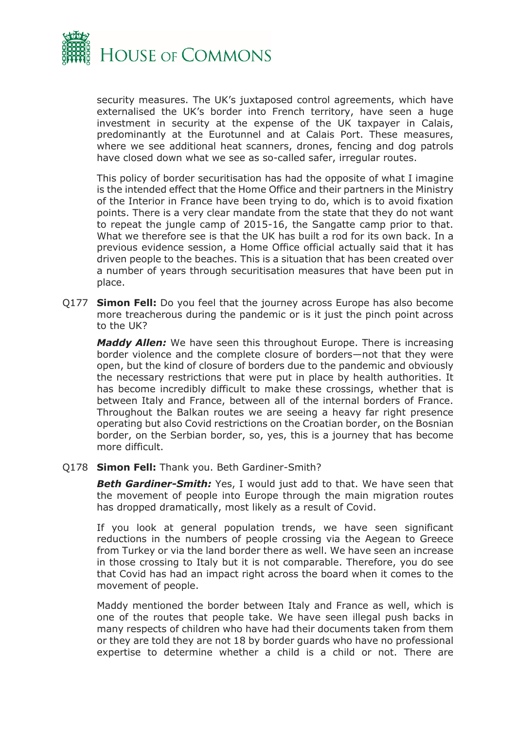security measures. The UK's juxtaposed control agreements, which have externalised the UK's border into French territory, have seen a huge investment in security at the expense of the UK taxpayer in Calais, predominantly at the Eurotunnel and at Calais Port. These measures, where we see additional heat scanners, drones, fencing and dog patrols have closed down what we see as so-called safer, irregular routes.

This policy of border securitisation has had the opposite of what I imagine is the intended effect that the Home Office and their partners in the Ministry of the Interior in France have been trying to do, which is to avoid fixation points. There is a very clear mandate from the state that they do not want to repeat the jungle camp of 2015-16, the Sangatte camp prior to that. What we therefore see is that the UK has built a rod for its own back. In a previous evidence session, a Home Office official actually said that it has driven people to the beaches. This is a situation that has been created over a number of years through securitisation measures that have been put in place.

Q177 **Simon Fell:** Do you feel that the journey across Europe has also become more treacherous during the pandemic or is it just the pinch point across to the UK?

***Maddy Allen:*** We have seen this throughout Europe. There is increasing border violence and the complete closure of borders—not that they were open, but the kind of closure of borders due to the pandemic and obviously the necessary restrictions that were put in place by health authorities. It has become incredibly difficult to make these crossings, whether that is between Italy and France, between all of the internal borders of France. Throughout the Balkan routes we are seeing a heavy far right presence operating but also Covid restrictions on the Croatian border, on the Bosnian border, on the Serbian border, so, yes, this is a journey that has become more difficult.

Q178 **Simon Fell:** Thank you. Beth Gardiner-Smith?

***Beth Gardiner-Smith:*** Yes, I would just add to that. We have seen that the movement of people into Europe through the main migration routes has dropped dramatically, most likely as a result of Covid.

If you look at general population trends, we have seen significant reductions in the numbers of people crossing via the Aegean to Greece from Turkey or via the land border there as well. We have seen an increase in those crossing to Italy but it is not comparable. Therefore, you do see that Covid has had an impact right across the board when it comes to the movement of people.

Maddy mentioned the border between Italy and France as well, which is one of the routes that people take. We have seen illegal push backs in many respects of children who have had their documents taken from them or they are told they are not 18 by border guards who have no professional expertise to determine whether a child is a child or not. There are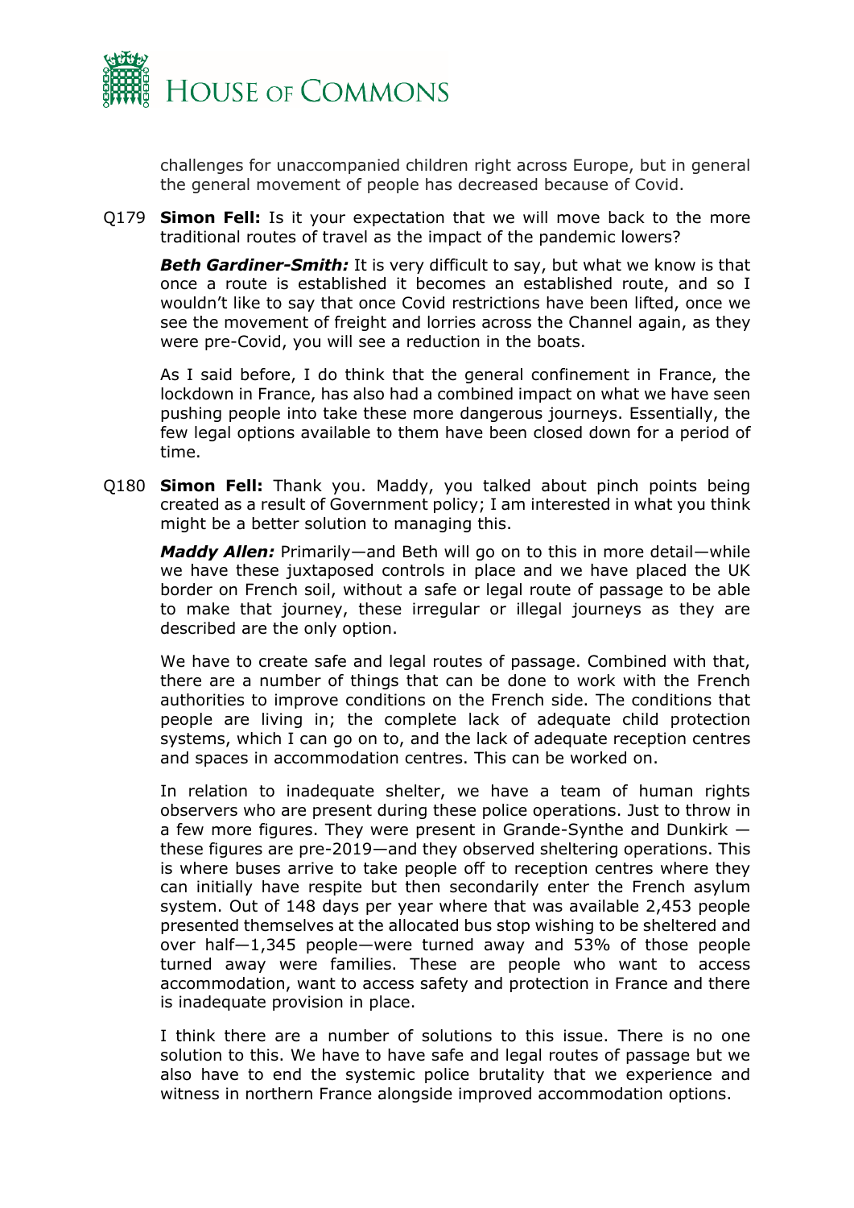challenges for unaccompanied children right across Europe, but in general the general movement of people has decreased because of Covid.

Q179 **Simon Fell:** Is it your expectation that we will move back to the more traditional routes of travel as the impact of the pandemic lowers?

***Beth Gardiner-Smith:*** It is very difficult to say, but what we know is that once a route is established it becomes an established route, and so I wouldn't like to say that once Covid restrictions have been lifted, once we see the movement of freight and lorries across the Channel again, as they were pre-Covid, you will see a reduction in the boats.

As I said before, I do think that the general confinement in France, the lockdown in France, has also had a combined impact on what we have seen pushing people into take these more dangerous journeys. Essentially, the few legal options available to them have been closed down for a period of time.

Q180 **Simon Fell:** Thank you. Maddy, you talked about pinch points being created as a result of Government policy; I am interested in what you think might be a better solution to managing this.

***Maddy Allen:*** Primarily—and Beth will go on to this in more detail—while we have these juxtaposed controls in place and we have placed the UK border on French soil, without a safe or legal route of passage to be able to make that journey, these irregular or illegal journeys as they are described are the only option.

We have to create safe and legal routes of passage. Combined with that, there are a number of things that can be done to work with the French authorities to improve conditions on the French side. The conditions that people are living in; the complete lack of adequate child protection systems, which I can go on to, and the lack of adequate reception centres and spaces in accommodation centres. This can be worked on.

In relation to inadequate shelter, we have a team of human rights observers who are present during these police operations. Just to throw in a few more figures. They were present in Grande-Synthe and Dunkirk — these figures are pre-2019—and they observed sheltering operations. This is where buses arrive to take people off to reception centres where they can initially have respite but then secondarily enter the French asylum system. Out of 148 days per year where that was available 2,453 people presented themselves at the allocated bus stop wishing to be sheltered and over half—1,345 people—were turned away and 53% of those people turned away were families. These are people who want to access accommodation, want to access safety and protection in France and there is inadequate provision in place.

I think there are a number of solutions to this issue. There is no one solution to this. We have to have safe and legal routes of passage but we also have to end the systemic police brutality that we experience and witness in northern France alongside improved accommodation options.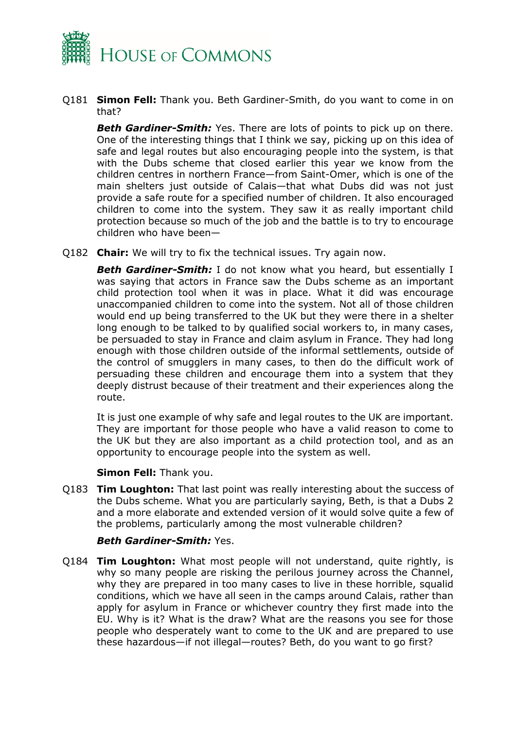Q181 **Simon Fell:** Thank you. Beth Gardiner-Smith, do you want to come in on that?

***Beth Gardiner-Smith:*** Yes. There are lots of points to pick up on there. One of the interesting things that I think we say, picking up on this idea of safe and legal routes but also encouraging people into the system, is that with the Dubs scheme that closed earlier this year we know from the children centres in northern France—from Saint-Omer, which is one of the main shelters just outside of Calais—that what Dubs did was not just provide a safe route for a specified number of children. It also encouraged children to come into the system. They saw it as really important child protection because so much of the job and the battle is to try to encourage children who have been—

Q182 **Chair:** We will try to fix the technical issues. Try again now.

***Beth Gardiner-Smith:*** I do not know what you heard, but essentially I was saying that actors in France saw the Dubs scheme as an important child protection tool when it was in place. What it did was encourage unaccompanied children to come into the system. Not all of those children would end up being transferred to the UK but they were there in a shelter long enough to be talked to by qualified social workers to, in many cases, be persuaded to stay in France and claim asylum in France. They had long enough with those children outside of the informal settlements, outside of the control of smugglers in many cases, to then do the difficult work of persuading these children and encourage them into a system that they deeply distrust because of their treatment and their experiences along the route.

It is just one example of why safe and legal routes to the UK are important. They are important for those people who have a valid reason to come to the UK but they are also important as a child protection tool, and as an opportunity to encourage people into the system as well.

**Simon Fell:** Thank you.

Q183 **Tim Loughton:** That last point was really interesting about the success of the Dubs scheme. What you are particularly saying, Beth, is that a Dubs 2 and a more elaborate and extended version of it would solve quite a few of the problems, particularly among the most vulnerable children?

***Beth Gardiner-Smith:*** Yes.

Q184 **Tim Loughton:** What most people will not understand, quite rightly, is why so many people are risking the perilous journey across the Channel, why they are prepared in too many cases to live in these horrible, squalid conditions, which we have all seen in the camps around Calais, rather than apply for asylum in France or whichever country they first made into the EU. Why is it? What is the draw? What are the reasons you see for those people who desperately want to come to the UK and are prepared to use these hazardous—if not illegal—routes? Beth, do you want to go first?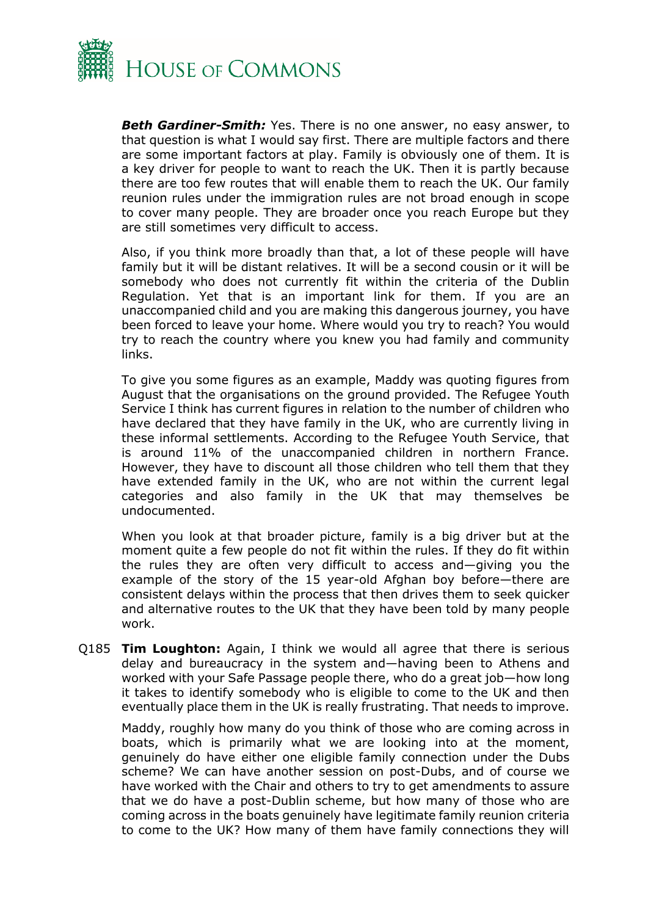***Beth Gardiner-Smith:*** Yes. There is no one answer, no easy answer, to that question is what I would say first. There are multiple factors and there are some important factors at play. Family is obviously one of them. It is a key driver for people to want to reach the UK. Then it is partly because there are too few routes that will enable them to reach the UK. Our family reunion rules under the immigration rules are not broad enough in scope to cover many people. They are broader once you reach Europe but they are still sometimes very difficult to access.

Also, if you think more broadly than that, a lot of these people will have family but it will be distant relatives. It will be a second cousin or it will be somebody who does not currently fit within the criteria of the Dublin Regulation. Yet that is an important link for them. If you are an unaccompanied child and you are making this dangerous journey, you have been forced to leave your home. Where would you try to reach? You would try to reach the country where you knew you had family and community links.

To give you some figures as an example, Maddy was quoting figures from August that the organisations on the ground provided. The Refugee Youth Service I think has current figures in relation to the number of children who have declared that they have family in the UK, who are currently living in these informal settlements. According to the Refugee Youth Service, that is around 11% of the unaccompanied children in northern France. However, they have to discount all those children who tell them that they have extended family in the UK, who are not within the current legal categories and also family in the UK that may themselves be undocumented.

When you look at that broader picture, family is a big driver but at the moment quite a few people do not fit within the rules. If they do fit within the rules they are often very difficult to access and—giving you the example of the story of the 15 year-old Afghan boy before—there are consistent delays within the process that then drives them to seek quicker and alternative routes to the UK that they have been told by many people work.

Q185 **Tim Loughton:** Again, I think we would all agree that there is serious delay and bureaucracy in the system and—having been to Athens and worked with your Safe Passage people there, who do a great job—how long it takes to identify somebody who is eligible to come to the UK and then eventually place them in the UK is really frustrating. That needs to improve.

Maddy, roughly how many do you think of those who are coming across in boats, which is primarily what we are looking into at the moment, genuinely do have either one eligible family connection under the Dubs scheme? We can have another session on post-Dubs, and of course we have worked with the Chair and others to try to get amendments to assure that we do have a post-Dublin scheme, but how many of those who are coming across in the boats genuinely have legitimate family reunion criteria to come to the UK? How many of them have family connections they will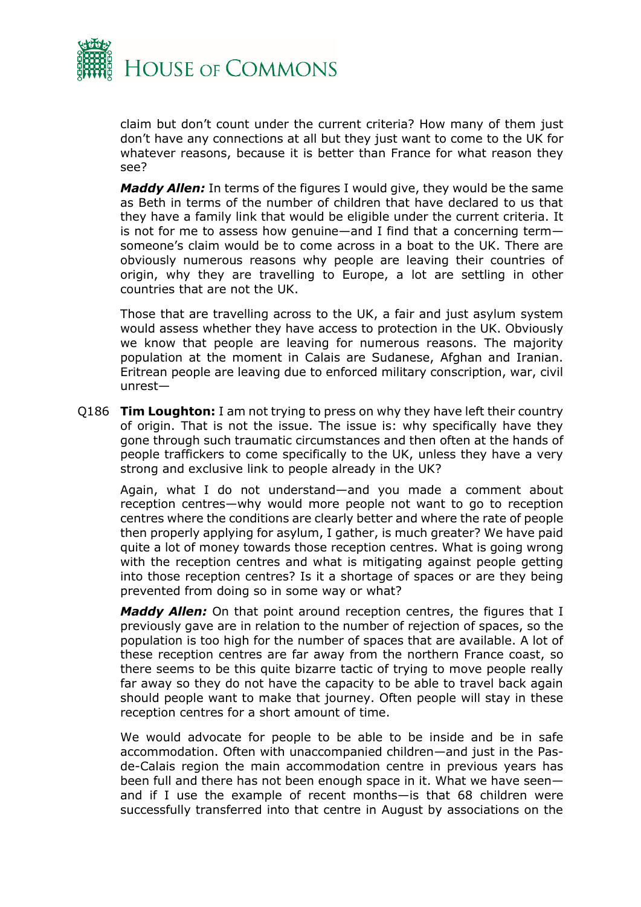claim but don't count under the current criteria? How many of them just don't have any connections at all but they just want to come to the UK for whatever reasons, because it is better than France for what reason they see?

***Maddy Allen:*** In terms of the figures I would give, they would be the same as Beth in terms of the number of children that have declared to us that they have a family link that would be eligible under the current criteria. It is not for me to assess how genuine—and I find that a concerning term—someone's claim would be to come across in a boat to the UK. There are obviously numerous reasons why people are leaving their countries of origin, why they are travelling to Europe, a lot are settling in other countries that are not the UK.

Those that are travelling across to the UK, a fair and just asylum system would assess whether they have access to protection in the UK. Obviously we know that people are leaving for numerous reasons. The majority population at the moment in Calais are Sudanese, Afghan and Iranian. Eritrean people are leaving due to enforced military conscription, war, civil unrest—

Q186 **Tim Loughton:** I am not trying to press on why they have left their country of origin. That is not the issue. The issue is: why specifically have they gone through such traumatic circumstances and then often at the hands of people traffickers to come specifically to the UK, unless they have a very strong and exclusive link to people already in the UK?

Again, what I do not understand—and you made a comment about reception centres—why would more people not want to go to reception centres where the conditions are clearly better and where the rate of people then properly applying for asylum, I gather, is much greater? We have paid quite a lot of money towards those reception centres. What is going wrong with the reception centres and what is mitigating against people getting into those reception centres? Is it a shortage of spaces or are they being prevented from doing so in some way or what?

***Maddy Allen:*** On that point around reception centres, the figures that I previously gave are in relation to the number of rejection of spaces, so the population is too high for the number of spaces that are available. A lot of these reception centres are far away from the northern France coast, so there seems to be this quite bizarre tactic of trying to move people really far away so they do not have the capacity to be able to travel back again should people want to make that journey. Often people will stay in these reception centres for a short amount of time.

We would advocate for people to be able to be inside and be in safe accommodation. Often with unaccompanied children—and just in the Pas-de-Calais region the main accommodation centre in previous years has been full and there has not been enough space in it. What we have seen—and if I use the example of recent months—is that 68 children were successfully transferred into that centre in August by associations on the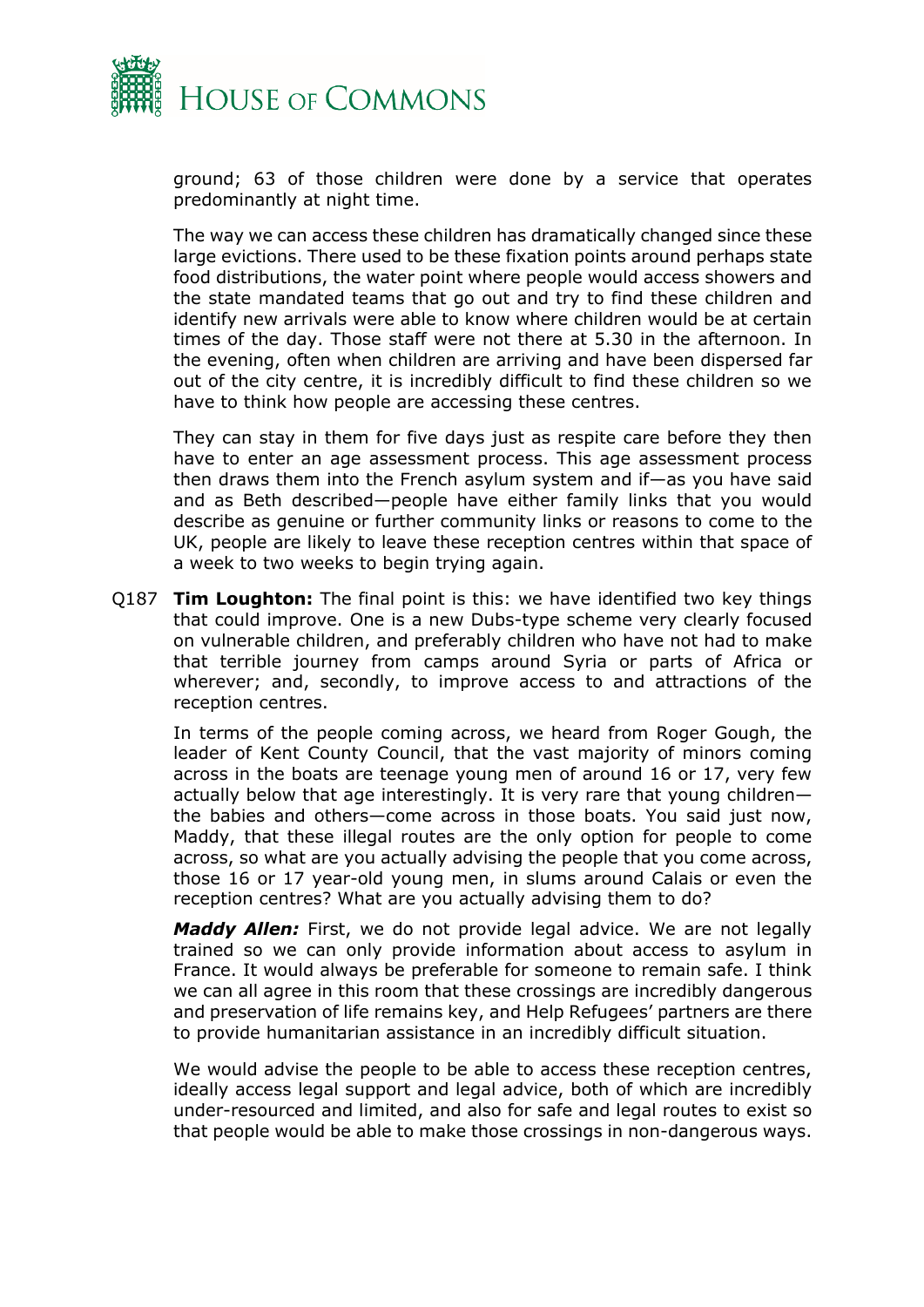ground; 63 of those children were done by a service that operates predominantly at night time.

The way we can access these children has dramatically changed since these large evictions. There used to be these fixation points around perhaps state food distributions, the water point where people would access showers and the state mandated teams that go out and try to find these children and identify new arrivals were able to know where children would be at certain times of the day. Those staff were not there at 5.30 in the afternoon. In the evening, often when children are arriving and have been dispersed far out of the city centre, it is incredibly difficult to find these children so we have to think how people are accessing these centres.

They can stay in them for five days just as respite care before they then have to enter an age assessment process. This age assessment process then draws them into the French asylum system and if—as you have said and as Beth described—people have either family links that you would describe as genuine or further community links or reasons to come to the UK, people are likely to leave these reception centres within that space of a week to two weeks to begin trying again.

Q187 **Tim Loughton:** The final point is this: we have identified two key things that could improve. One is a new Dubs-type scheme very clearly focused on vulnerable children, and preferably children who have not had to make that terrible journey from camps around Syria or parts of Africa or wherever; and, secondly, to improve access to and attractions of the reception centres.

In terms of the people coming across, we heard from Roger Gough, the leader of Kent County Council, that the vast majority of minors coming across in the boats are teenage young men of around 16 or 17, very few actually below that age interestingly. It is very rare that young children—the babies and others—come across in those boats. You said just now, Maddy, that these illegal routes are the only option for people to come across, so what are you actually advising the people that you come across, those 16 or 17 year-old young men, in slums around Calais or even the reception centres? What are you actually advising them to do?

***Maddy Allen:*** First, we do not provide legal advice. We are not legally trained so we can only provide information about access to asylum in France. It would always be preferable for someone to remain safe. I think we can all agree in this room that these crossings are incredibly dangerous and preservation of life remains key, and Help Refugees' partners are there to provide humanitarian assistance in an incredibly difficult situation.

We would advise the people to be able to access these reception centres, ideally access legal support and legal advice, both of which are incredibly under-resourced and limited, and also for safe and legal routes to exist so that people would be able to make those crossings in non-dangerous ways.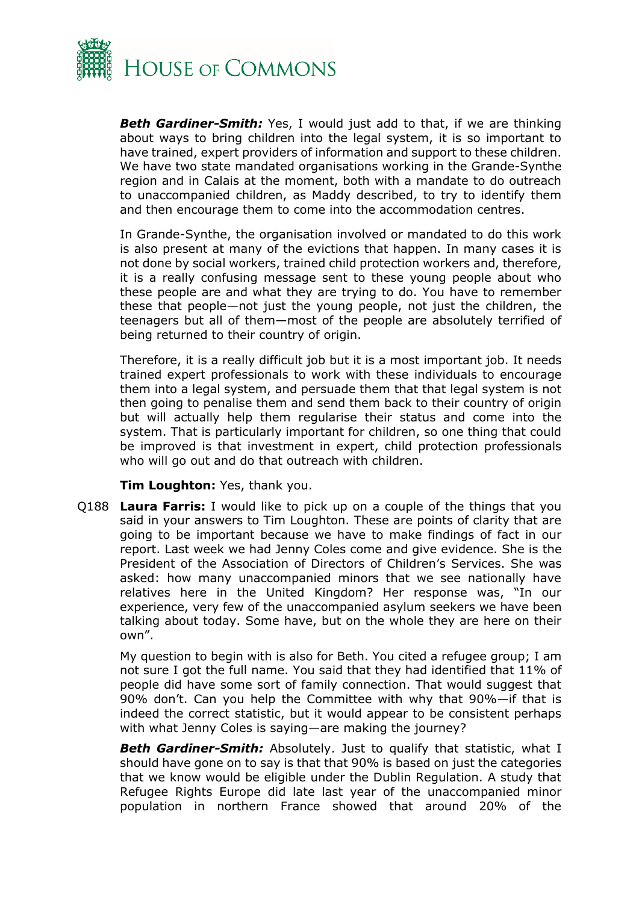***Beth Gardiner-Smith:*** Yes, I would just add to that, if we are thinking about ways to bring children into the legal system, it is so important to have trained, expert providers of information and support to these children. We have two state mandated organisations working in the Grande-Synthe region and in Calais at the moment, both with a mandate to do outreach to unaccompanied children, as Maddy described, to try to identify them and then encourage them to come into the accommodation centres.

In Grande-Synthe, the organisation involved or mandated to do this work is also present at many of the evictions that happen. In many cases it is not done by social workers, trained child protection workers and, therefore, it is a really confusing message sent to these young people about who these people are and what they are trying to do. You have to remember these that people—not just the young people, not just the children, the teenagers but all of them—most of the people are absolutely terrified of being returned to their country of origin.

Therefore, it is a really difficult job but it is a most important job. It needs trained expert professionals to work with these individuals to encourage them into a legal system, and persuade them that that legal system is not then going to penalise them and send them back to their country of origin but will actually help them regularise their status and come into the system. That is particularly important for children, so one thing that could be improved is that investment in expert, child protection professionals who will go out and do that outreach with children.

**Tim Loughton:** Yes, thank you.

Q188 **Laura Farris:** I would like to pick up on a couple of the things that you said in your answers to Tim Loughton. These are points of clarity that are going to be important because we have to make findings of fact in our report. Last week we had Jenny Coles come and give evidence. She is the President of the Association of Directors of Children's Services. She was asked: how many unaccompanied minors that we see nationally have relatives here in the United Kingdom? Her response was, "In our experience, very few of the unaccompanied asylum seekers we have been talking about today. Some have, but on the whole they are here on their own".

My question to begin with is also for Beth. You cited a refugee group; I am not sure I got the full name. You said that they had identified that 11% of people did have some sort of family connection. That would suggest that 90% don't. Can you help the Committee with why that 90%—if that is indeed the correct statistic, but it would appear to be consistent perhaps with what Jenny Coles is saying—are making the journey?

***Beth Gardiner-Smith:*** Absolutely. Just to qualify that statistic, what I should have gone on to say is that that 90% is based on just the categories that we know would be eligible under the Dublin Regulation. A study that Refugee Rights Europe did late last year of the unaccompanied minor population in northern France showed that around 20% of the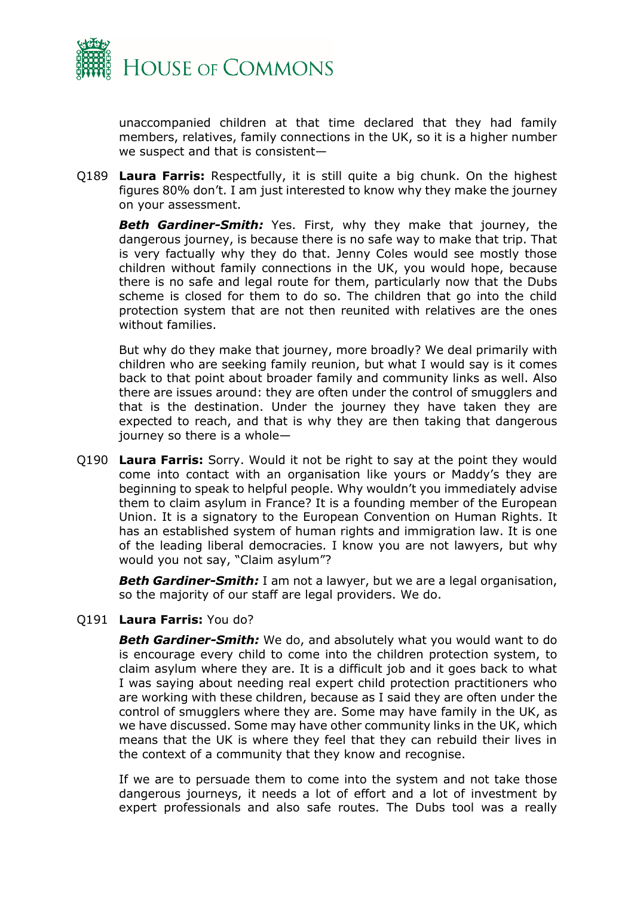unaccompanied children at that time declared that they had family members, relatives, family connections in the UK, so it is a higher number we suspect and that is consistent—

Q189 **Laura Farris:** Respectfully, it is still quite a big chunk. On the highest figures 80% don't. I am just interested to know why they make the journey on your assessment.

***Beth Gardiner-Smith:*** Yes. First, why they make that journey, the dangerous journey, is because there is no safe way to make that trip. That is very factually why they do that. Jenny Coles would see mostly those children without family connections in the UK, you would hope, because there is no safe and legal route for them, particularly now that the Dubs scheme is closed for them to do so. The children that go into the child protection system that are not then reunited with relatives are the ones without families.

But why do they make that journey, more broadly? We deal primarily with children who are seeking family reunion, but what I would say is it comes back to that point about broader family and community links as well. Also there are issues around: they are often under the control of smugglers and that is the destination. Under the journey they have taken they are expected to reach, and that is why they are then taking that dangerous journey so there is a whole—

Q190 **Laura Farris:** Sorry. Would it not be right to say at the point they would come into contact with an organisation like yours or Maddy's they are beginning to speak to helpful people. Why wouldn't you immediately advise them to claim asylum in France? It is a founding member of the European Union. It is a signatory to the European Convention on Human Rights. It has an established system of human rights and immigration law. It is one of the leading liberal democracies. I know you are not lawyers, but why would you not say, "Claim asylum"?

***Beth Gardiner-Smith:*** I am not a lawyer, but we are a legal organisation, so the majority of our staff are legal providers. We do.

Q191 **Laura Farris:** You do?

***Beth Gardiner-Smith:*** We do, and absolutely what you would want to do is encourage every child to come into the children protection system, to claim asylum where they are. It is a difficult job and it goes back to what I was saying about needing real expert child protection practitioners who are working with these children, because as I said they are often under the control of smugglers where they are. Some may have family in the UK, as we have discussed. Some may have other community links in the UK, which means that the UK is where they feel that they can rebuild their lives in the context of a community that they know and recognise.

If we are to persuade them to come into the system and not take those dangerous journeys, it needs a lot of effort and a lot of investment by expert professionals and also safe routes. The Dubs tool was a really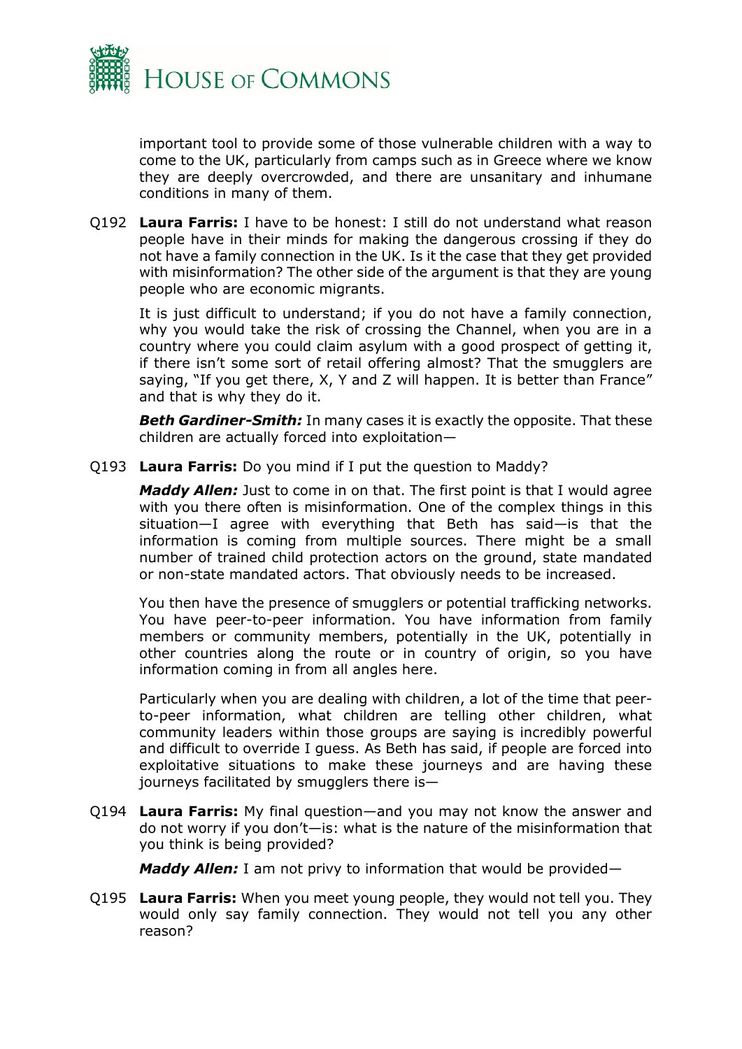important tool to provide some of those vulnerable children with a way to come to the UK, particularly from camps such as in Greece where we know they are deeply overcrowded, and there are unsanitary and inhumane conditions in many of them.

Q192 **Laura Farris:** I have to be honest: I still do not understand what reason people have in their minds for making the dangerous crossing if they do not have a family connection in the UK. Is it the case that they get provided with misinformation? The other side of the argument is that they are young people who are economic migrants.

It is just difficult to understand; if you do not have a family connection, why you would take the risk of crossing the Channel, when you are in a country where you could claim asylum with a good prospect of getting it, if there isn't some sort of retail offering almost? That the smugglers are saying, "If you get there, X, Y and Z will happen. It is better than France" and that is why they do it.

***Beth Gardiner-Smith:*** In many cases it is exactly the opposite. That these children are actually forced into exploitation—

Q193 **Laura Farris:** Do you mind if I put the question to Maddy?

***Maddy Allen:*** Just to come in on that. The first point is that I would agree with you there often is misinformation. One of the complex things in this situation—I agree with everything that Beth has said—is that the information is coming from multiple sources. There might be a small number of trained child protection actors on the ground, state mandated or non-state mandated actors. That obviously needs to be increased.

You then have the presence of smugglers or potential trafficking networks. You have peer-to-peer information. You have information from family members or community members, potentially in the UK, potentially in other countries along the route or in country of origin, so you have information coming in from all angles here.

Particularly when you are dealing with children, a lot of the time that peer-to-peer information, what children are telling other children, what community leaders within those groups are saying is incredibly powerful and difficult to override I guess. As Beth has said, if people are forced into exploitative situations to make these journeys and are having these journeys facilitated by smugglers there is—

Q194 **Laura Farris:** My final question—and you may not know the answer and do not worry if you don't—is: what is the nature of the misinformation that you think is being provided?

***Maddy Allen:*** I am not privy to information that would be provided—

Q195 **Laura Farris:** When you meet young people, they would not tell you. They would only say family connection. They would not tell you any other reason?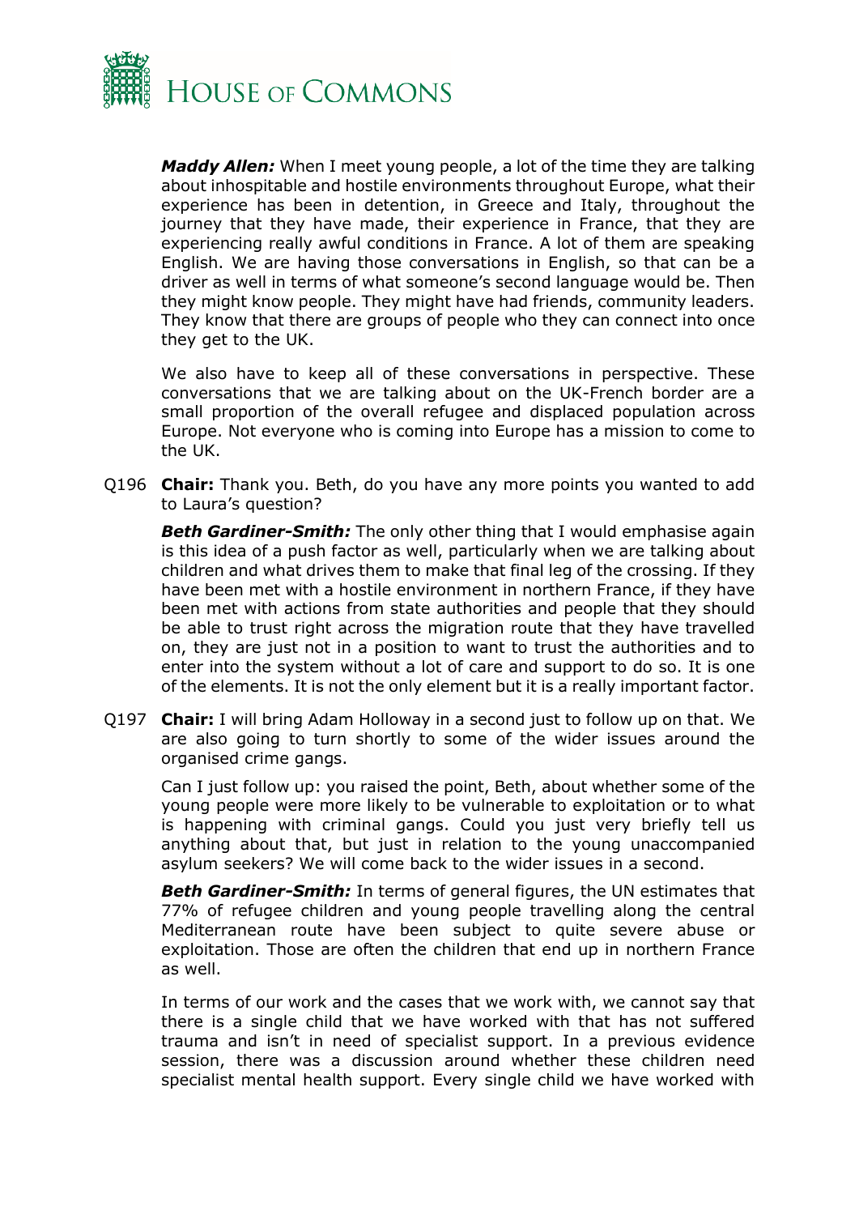***Maddy Allen:*** When I meet young people, a lot of the time they are talking about inhospitable and hostile environments throughout Europe, what their experience has been in detention, in Greece and Italy, throughout the journey that they have made, their experience in France, that they are experiencing really awful conditions in France. A lot of them are speaking English. We are having those conversations in English, so that can be a driver as well in terms of what someone's second language would be. Then they might know people. They might have had friends, community leaders. They know that there are groups of people who they can connect into once they get to the UK.

We also have to keep all of these conversations in perspective. These conversations that we are talking about on the UK-French border are a small proportion of the overall refugee and displaced population across Europe. Not everyone who is coming into Europe has a mission to come to the UK.

Q196 **Chair:** Thank you. Beth, do you have any more points you wanted to add to Laura's question?

***Beth Gardiner-Smith:*** The only other thing that I would emphasise again is this idea of a push factor as well, particularly when we are talking about children and what drives them to make that final leg of the crossing. If they have been met with a hostile environment in northern France, if they have been met with actions from state authorities and people that they should be able to trust right across the migration route that they have travelled on, they are just not in a position to want to trust the authorities and to enter into the system without a lot of care and support to do so. It is one of the elements. It is not the only element but it is a really important factor.

Q197 **Chair:** I will bring Adam Holloway in a second just to follow up on that. We are also going to turn shortly to some of the wider issues around the organised crime gangs.

Can I just follow up: you raised the point, Beth, about whether some of the young people were more likely to be vulnerable to exploitation or to what is happening with criminal gangs. Could you just very briefly tell us anything about that, but just in relation to the young unaccompanied asylum seekers? We will come back to the wider issues in a second.

***Beth Gardiner-Smith:*** In terms of general figures, the UN estimates that 77% of refugee children and young people travelling along the central Mediterranean route have been subject to quite severe abuse or exploitation. Those are often the children that end up in northern France as well.

In terms of our work and the cases that we work with, we cannot say that there is a single child that we have worked with that has not suffered trauma and isn't in need of specialist support. In a previous evidence session, there was a discussion around whether these children need specialist mental health support. Every single child we have worked with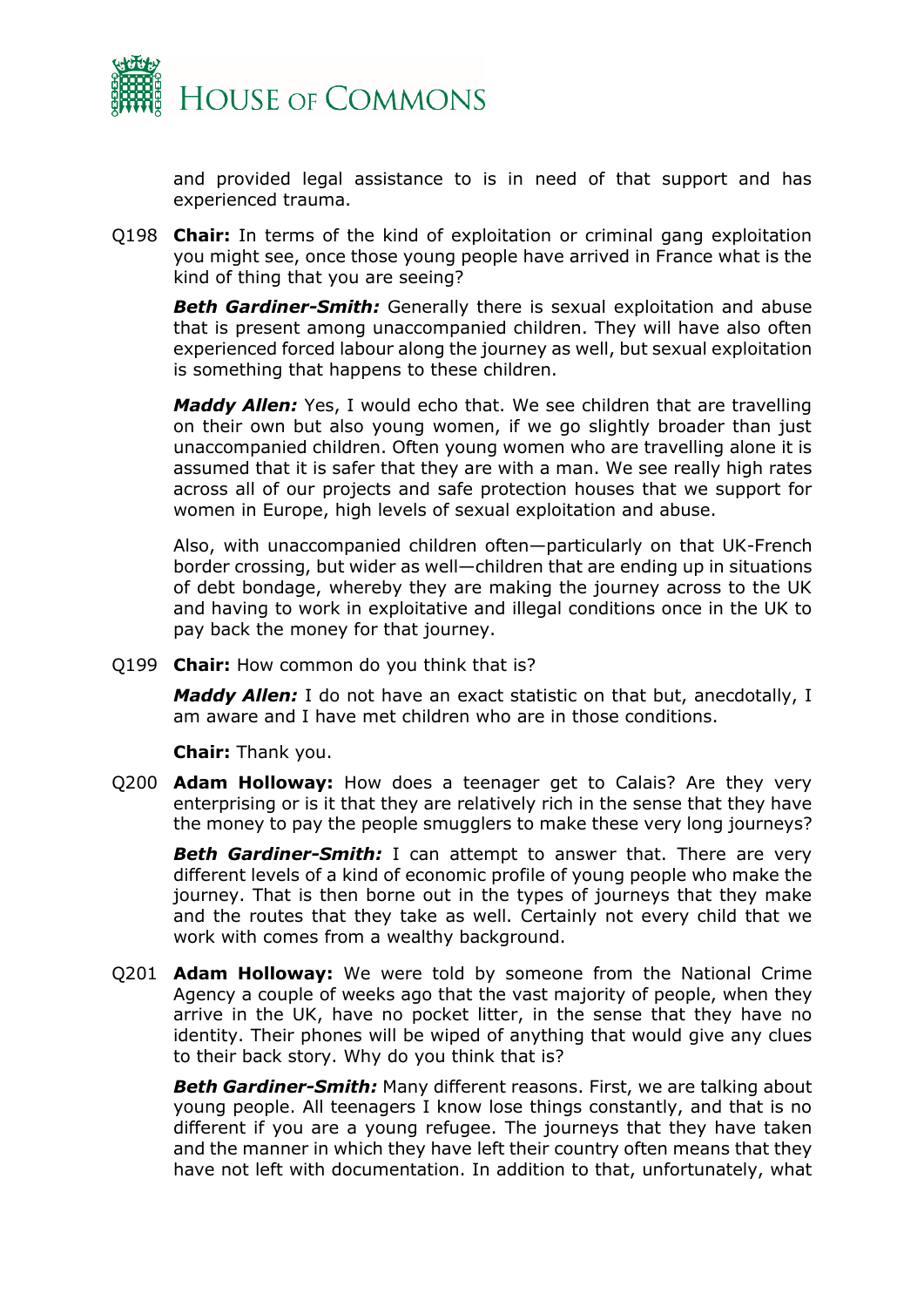and provided legal assistance to is in need of that support and has experienced trauma.

Q198 **Chair:** In terms of the kind of exploitation or criminal gang exploitation you might see, once those young people have arrived in France what is the kind of thing that you are seeing?

***Beth Gardiner-Smith:*** Generally there is sexual exploitation and abuse that is present among unaccompanied children. They will have also often experienced forced labour along the journey as well, but sexual exploitation is something that happens to these children.

***Maddy Allen:*** Yes, I would echo that. We see children that are travelling on their own but also young women, if we go slightly broader than just unaccompanied children. Often young women who are travelling alone it is assumed that it is safer that they are with a man. We see really high rates across all of our projects and safe protection houses that we support for women in Europe, high levels of sexual exploitation and abuse.

Also, with unaccompanied children often—particularly on that UK-French border crossing, but wider as well—children that are ending up in situations of debt bondage, whereby they are making the journey across to the UK and having to work in exploitative and illegal conditions once in the UK to pay back the money for that journey.

Q199 **Chair:** How common do you think that is?

***Maddy Allen:*** I do not have an exact statistic on that but, anecdotally, I am aware and I have met children who are in those conditions.

**Chair:** Thank you.

Q200 **Adam Holloway:** How does a teenager get to Calais? Are they very enterprising or is it that they are relatively rich in the sense that they have the money to pay the people smugglers to make these very long journeys?

***Beth Gardiner-Smith:*** I can attempt to answer that. There are very different levels of a kind of economic profile of young people who make the journey. That is then borne out in the types of journeys that they make and the routes that they take as well. Certainly not every child that we work with comes from a wealthy background.

Q201 **Adam Holloway:** We were told by someone from the National Crime Agency a couple of weeks ago that the vast majority of people, when they arrive in the UK, have no pocket litter, in the sense that they have no identity. Their phones will be wiped of anything that would give any clues to their back story. Why do you think that is?

***Beth Gardiner-Smith:*** Many different reasons. First, we are talking about young people. All teenagers I know lose things constantly, and that is no different if you are a young refugee. The journeys that they have taken and the manner in which they have left their country often means that they have not left with documentation. In addition to that, unfortunately, what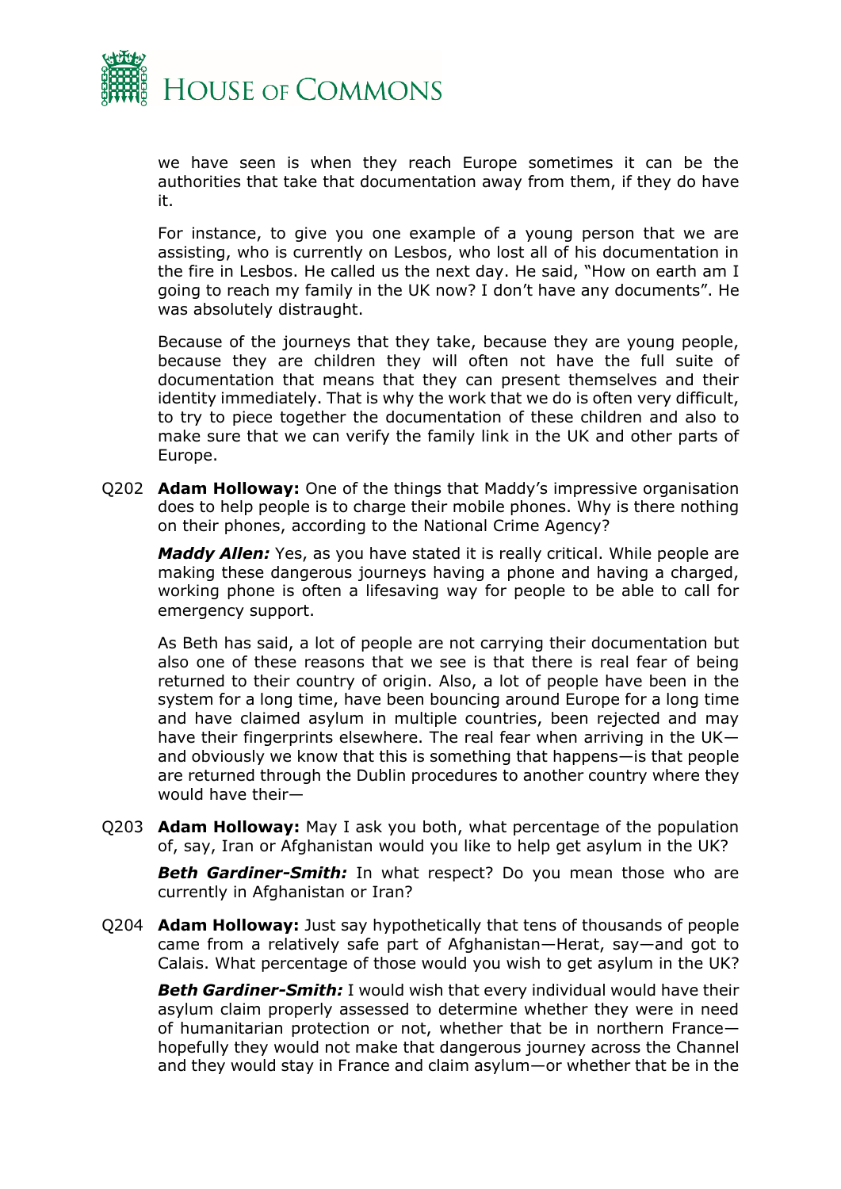we have seen is when they reach Europe sometimes it can be the authorities that take that documentation away from them, if they do have it.

For instance, to give you one example of a young person that we are assisting, who is currently on Lesbos, who lost all of his documentation in the fire in Lesbos. He called us the next day. He said, "How on earth am I going to reach my family in the UK now? I don't have any documents". He was absolutely distraught.

Because of the journeys that they take, because they are young people, because they are children they will often not have the full suite of documentation that means that they can present themselves and their identity immediately. That is why the work that we do is often very difficult, to try to piece together the documentation of these children and also to make sure that we can verify the family link in the UK and other parts of Europe.

Q202 **Adam Holloway:** One of the things that Maddy's impressive organisation does to help people is to charge their mobile phones. Why is there nothing on their phones, according to the National Crime Agency?

***Maddy Allen:*** Yes, as you have stated it is really critical. While people are making these dangerous journeys having a phone and having a charged, working phone is often a lifesaving way for people to be able to call for emergency support.

As Beth has said, a lot of people are not carrying their documentation but also one of these reasons that we see is that there is real fear of being returned to their country of origin. Also, a lot of people have been in the system for a long time, have been bouncing around Europe for a long time and have claimed asylum in multiple countries, been rejected and may have their fingerprints elsewhere. The real fear when arriving in the UK—and obviously we know that this is something that happens—is that people are returned through the Dublin procedures to another country where they would have their—

Q203 **Adam Holloway:** May I ask you both, what percentage of the population of, say, Iran or Afghanistan would you like to help get asylum in the UK?

***Beth Gardiner-Smith:*** In what respect? Do you mean those who are currently in Afghanistan or Iran?

Q204 **Adam Holloway:** Just say hypothetically that tens of thousands of people came from a relatively safe part of Afghanistan—Herat, say—and got to Calais. What percentage of those would you wish to get asylum in the UK?

***Beth Gardiner-Smith:*** I would wish that every individual would have their asylum claim properly assessed to determine whether they were in need of humanitarian protection or not, whether that be in northern France—hopefully they would not make that dangerous journey across the Channel and they would stay in France and claim asylum—or whether that be in the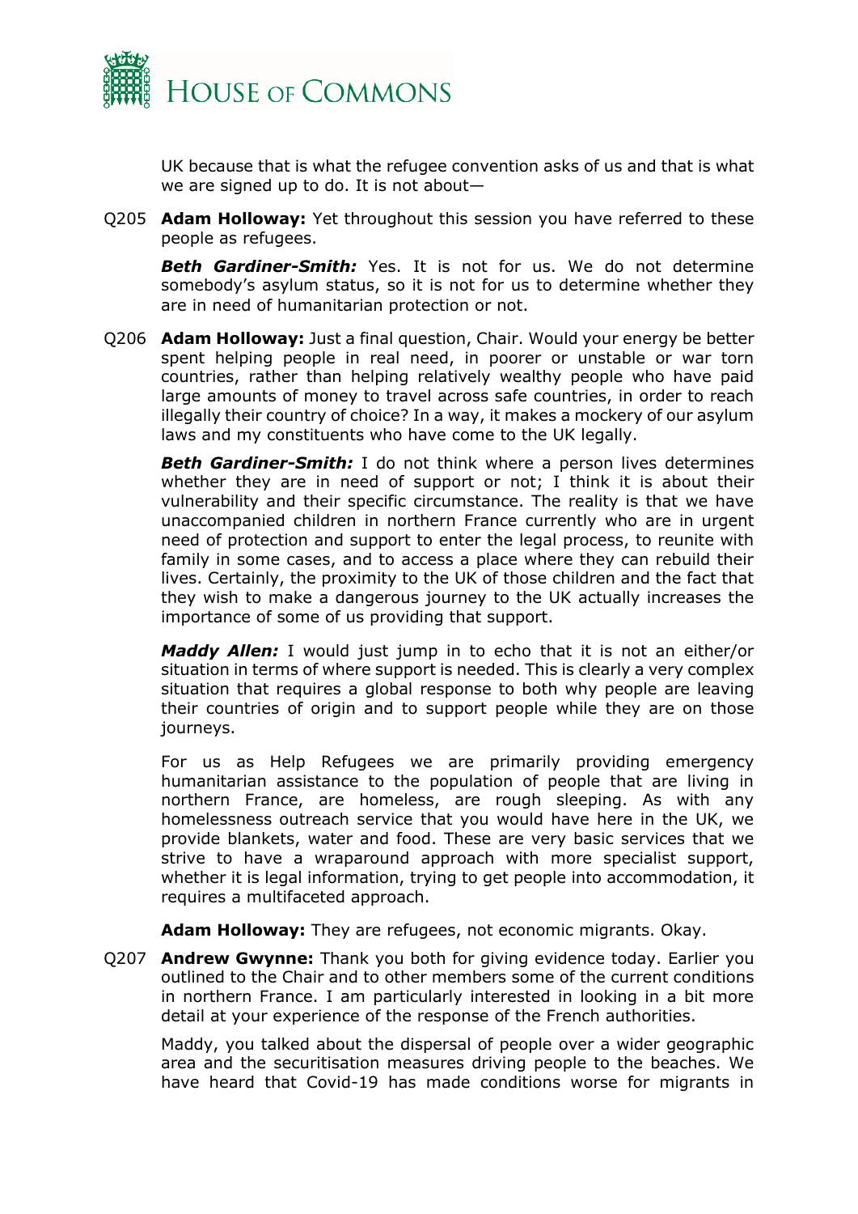UK because that is what the refugee convention asks of us and that is what we are signed up to do. It is not about—

Q205 **Adam Holloway:** Yet throughout this session you have referred to these people as refugees.

***Beth Gardiner-Smith:*** Yes. It is not for us. We do not determine somebody's asylum status, so it is not for us to determine whether they are in need of humanitarian protection or not.

Q206 **Adam Holloway:** Just a final question, Chair. Would your energy be better spent helping people in real need, in poorer or unstable or war torn countries, rather than helping relatively wealthy people who have paid large amounts of money to travel across safe countries, in order to reach illegally their country of choice? In a way, it makes a mockery of our asylum laws and my constituents who have come to the UK legally.

***Beth Gardiner-Smith:*** I do not think where a person lives determines whether they are in need of support or not; I think it is about their vulnerability and their specific circumstance. The reality is that we have unaccompanied children in northern France currently who are in urgent need of protection and support to enter the legal process, to reunite with family in some cases, and to access a place where they can rebuild their lives. Certainly, the proximity to the UK of those children and the fact that they wish to make a dangerous journey to the UK actually increases the importance of some of us providing that support.

***Maddy Allen:*** I would just jump in to echo that it is not an either/or situation in terms of where support is needed. This is clearly a very complex situation that requires a global response to both why people are leaving their countries of origin and to support people while they are on those journeys.

For us as Help Refugees we are primarily providing emergency humanitarian assistance to the population of people that are living in northern France, are homeless, are rough sleeping. As with any homelessness outreach service that you would have here in the UK, we provide blankets, water and food. These are very basic services that we strive to have a wraparound approach with more specialist support, whether it is legal information, trying to get people into accommodation, it requires a multifaceted approach.

**Adam Holloway:** They are refugees, not economic migrants. Okay.

Q207 **Andrew Gwynne:** Thank you both for giving evidence today. Earlier you outlined to the Chair and to other members some of the current conditions in northern France. I am particularly interested in looking in a bit more detail at your experience of the response of the French authorities.

Maddy, you talked about the dispersal of people over a wider geographic area and the securitisation measures driving people to the beaches. We have heard that Covid-19 has made conditions worse for migrants in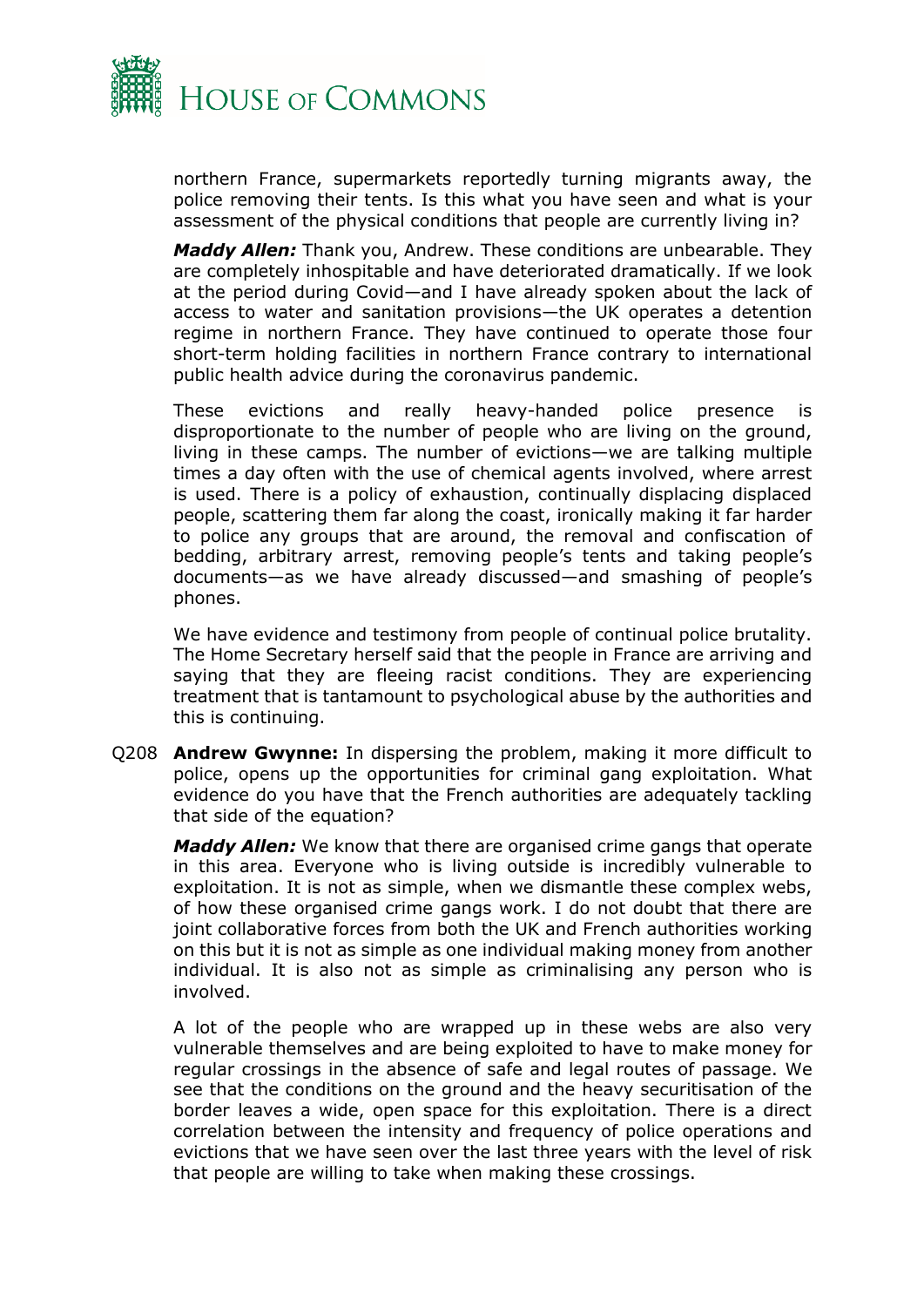northern France, supermarkets reportedly turning migrants away, the police removing their tents. Is this what you have seen and what is your assessment of the physical conditions that people are currently living in?

***Maddy Allen:*** Thank you, Andrew. These conditions are unbearable. They are completely inhospitable and have deteriorated dramatically. If we look at the period during Covid—and I have already spoken about the lack of access to water and sanitation provisions—the UK operates a detention regime in northern France. They have continued to operate those four short-term holding facilities in northern France contrary to international public health advice during the coronavirus pandemic.

These evictions and really heavy-handed police presence is disproportionate to the number of people who are living on the ground, living in these camps. The number of evictions—we are talking multiple times a day often with the use of chemical agents involved, where arrest is used. There is a policy of exhaustion, continually displacing displaced people, scattering them far along the coast, ironically making it far harder to police any groups that are around, the removal and confiscation of bedding, arbitrary arrest, removing people's tents and taking people's documents—as we have already discussed—and smashing of people's phones.

We have evidence and testimony from people of continual police brutality. The Home Secretary herself said that the people in France are arriving and saying that they are fleeing racist conditions. They are experiencing treatment that is tantamount to psychological abuse by the authorities and this is continuing.

Q208 **Andrew Gwynne:** In dispersing the problem, making it more difficult to police, opens up the opportunities for criminal gang exploitation. What evidence do you have that the French authorities are adequately tackling that side of the equation?

***Maddy Allen:*** We know that there are organised crime gangs that operate in this area. Everyone who is living outside is incredibly vulnerable to exploitation. It is not as simple, when we dismantle these complex webs, of how these organised crime gangs work. I do not doubt that there are joint collaborative forces from both the UK and French authorities working on this but it is not as simple as one individual making money from another individual. It is also not as simple as criminalising any person who is involved.

A lot of the people who are wrapped up in these webs are also very vulnerable themselves and are being exploited to have to make money for regular crossings in the absence of safe and legal routes of passage. We see that the conditions on the ground and the heavy securitisation of the border leaves a wide, open space for this exploitation. There is a direct correlation between the intensity and frequency of police operations and evictions that we have seen over the last three years with the level of risk that people are willing to take when making these crossings.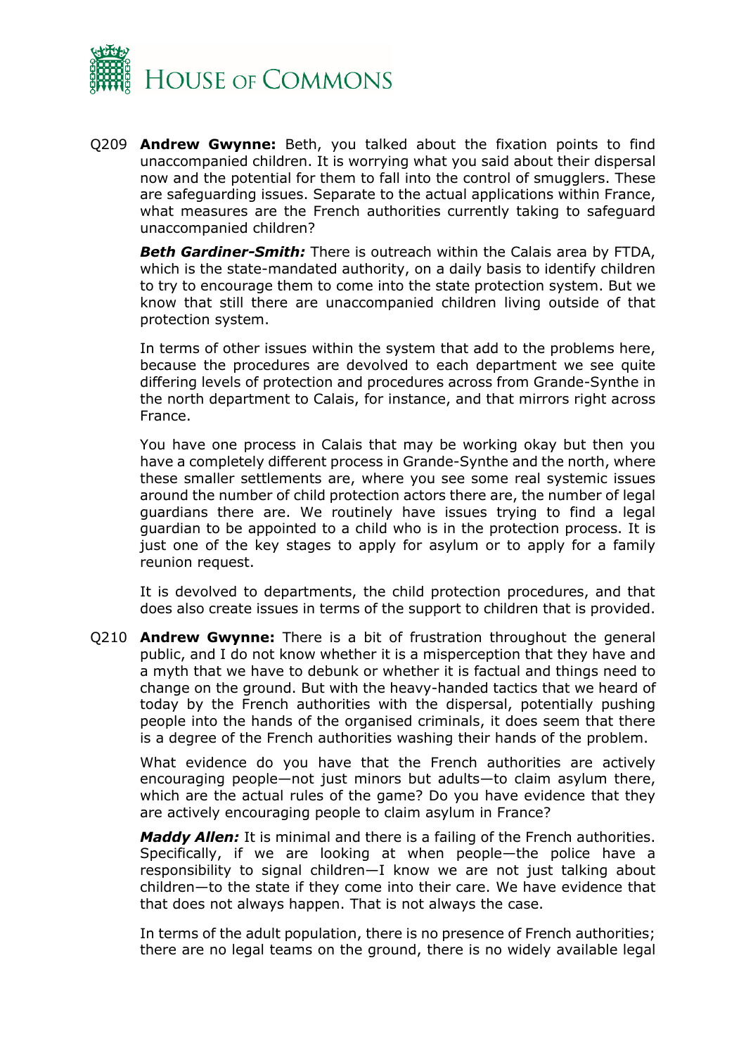Q209 **Andrew Gwynne:** Beth, you talked about the fixation points to find unaccompanied children. It is worrying what you said about their dispersal now and the potential for them to fall into the control of smugglers. These are safeguarding issues. Separate to the actual applications within France, what measures are the French authorities currently taking to safeguard unaccompanied children?

***Beth Gardiner-Smith:*** There is outreach within the Calais area by FTDA, which is the state-mandated authority, on a daily basis to identify children to try to encourage them to come into the state protection system. But we know that still there are unaccompanied children living outside of that protection system.

In terms of other issues within the system that add to the problems here, because the procedures are devolved to each department we see quite differing levels of protection and procedures across from Grande-Synthe in the north department to Calais, for instance, and that mirrors right across France.

You have one process in Calais that may be working okay but then you have a completely different process in Grande-Synthe and the north, where these smaller settlements are, where you see some real systemic issues around the number of child protection actors there are, the number of legal guardians there are. We routinely have issues trying to find a legal guardian to be appointed to a child who is in the protection process. It is just one of the key stages to apply for asylum or to apply for a family reunion request.

It is devolved to departments, the child protection procedures, and that does also create issues in terms of the support to children that is provided.

Q210 **Andrew Gwynne:** There is a bit of frustration throughout the general public, and I do not know whether it is a misperception that they have and a myth that we have to debunk or whether it is factual and things need to change on the ground. But with the heavy-handed tactics that we heard of today by the French authorities with the dispersal, potentially pushing people into the hands of the organised criminals, it does seem that there is a degree of the French authorities washing their hands of the problem.

What evidence do you have that the French authorities are actively encouraging people—not just minors but adults—to claim asylum there, which are the actual rules of the game? Do you have evidence that they are actively encouraging people to claim asylum in France?

***Maddy Allen:*** It is minimal and there is a failing of the French authorities. Specifically, if we are looking at when people—the police have a responsibility to signal children—I know we are not just talking about children—to the state if they come into their care. We have evidence that that does not always happen. That is not always the case.

In terms of the adult population, there is no presence of French authorities; there are no legal teams on the ground, there is no widely available legal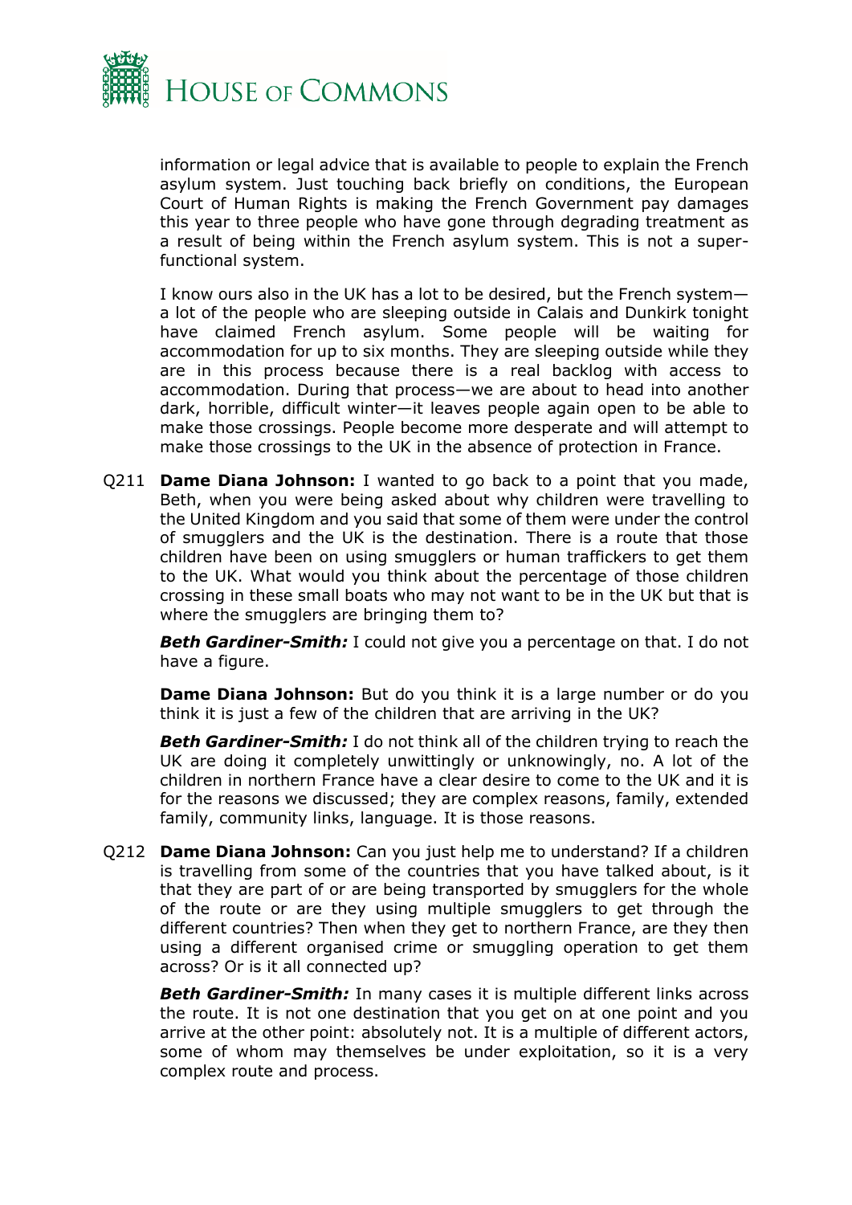information or legal advice that is available to people to explain the French asylum system. Just touching back briefly on conditions, the European Court of Human Rights is making the French Government pay damages this year to three people who have gone through degrading treatment as a result of being within the French asylum system. This is not a super-functional system.

I know ours also in the UK has a lot to be desired, but the French system—a lot of the people who are sleeping outside in Calais and Dunkirk tonight have claimed French asylum. Some people will be waiting for accommodation for up to six months. They are sleeping outside while they are in this process because there is a real backlog with access to accommodation. During that process—we are about to head into another dark, horrible, difficult winter—it leaves people again open to be able to make those crossings. People become more desperate and will attempt to make those crossings to the UK in the absence of protection in France.

Q211 **Dame Diana Johnson:** I wanted to go back to a point that you made, Beth, when you were being asked about why children were travelling to the United Kingdom and you said that some of them were under the control of smugglers and the UK is the destination. There is a route that those children have been on using smugglers or human traffickers to get them to the UK. What would you think about the percentage of those children crossing in these small boats who may not want to be in the UK but that is where the smugglers are bringing them to?

***Beth Gardiner-Smith:*** I could not give you a percentage on that. I do not have a figure.

**Dame Diana Johnson:** But do you think it is a large number or do you think it is just a few of the children that are arriving in the UK?

***Beth Gardiner-Smith:*** I do not think all of the children trying to reach the UK are doing it completely unwittingly or unknowingly, no. A lot of the children in northern France have a clear desire to come to the UK and it is for the reasons we discussed; they are complex reasons, family, extended family, community links, language. It is those reasons.

Q212 **Dame Diana Johnson:** Can you just help me to understand? If a children is travelling from some of the countries that you have talked about, is it that they are part of or are being transported by smugglers for the whole of the route or are they using multiple smugglers to get through the different countries? Then when they get to northern France, are they then using a different organised crime or smuggling operation to get them across? Or is it all connected up?

***Beth Gardiner-Smith:*** In many cases it is multiple different links across the route. It is not one destination that you get on at one point and you arrive at the other point: absolutely not. It is a multiple of different actors, some of whom may themselves be under exploitation, so it is a very complex route and process.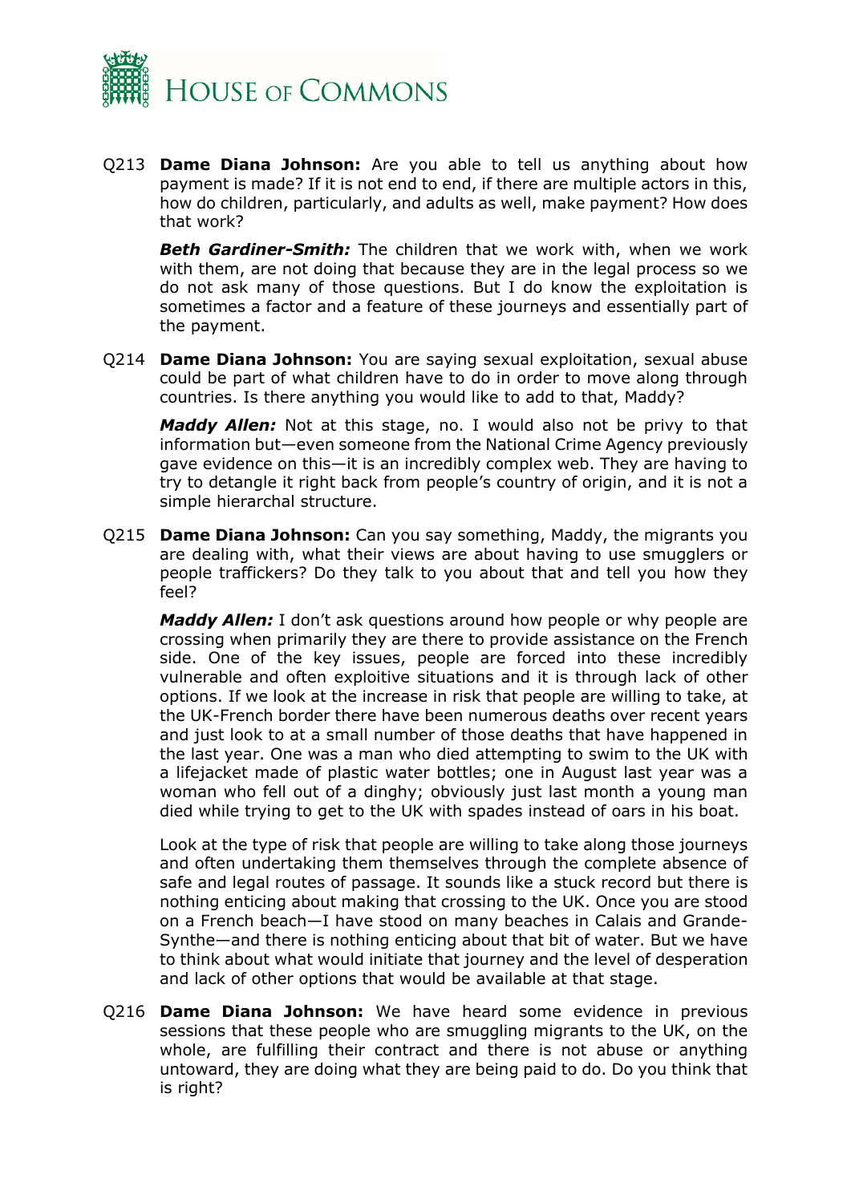Q213 **Dame Diana Johnson:** Are you able to tell us anything about how payment is made? If it is not end to end, if there are multiple actors in this, how do children, particularly, and adults as well, make payment? How does that work?

***Beth Gardiner-Smith:*** The children that we work with, when we work with them, are not doing that because they are in the legal process so we do not ask many of those questions. But I do know the exploitation is sometimes a factor and a feature of these journeys and essentially part of the payment.

Q214 **Dame Diana Johnson:** You are saying sexual exploitation, sexual abuse could be part of what children have to do in order to move along through countries. Is there anything you would like to add to that, Maddy?

***Maddy Allen:*** Not at this stage, no. I would also not be privy to that information but—even someone from the National Crime Agency previously gave evidence on this—it is an incredibly complex web. They are having to try to detangle it right back from people's country of origin, and it is not a simple hierarchal structure.

Q215 **Dame Diana Johnson:** Can you say something, Maddy, the migrants you are dealing with, what their views are about having to use smugglers or people traffickers? Do they talk to you about that and tell you how they feel?

***Maddy Allen:*** I don't ask questions around how people or why people are crossing when primarily they are there to provide assistance on the French side. One of the key issues, people are forced into these incredibly vulnerable and often exploitive situations and it is through lack of other options. If we look at the increase in risk that people are willing to take, at the UK-French border there have been numerous deaths over recent years and just look to at a small number of those deaths that have happened in the last year. One was a man who died attempting to swim to the UK with a lifejacket made of plastic water bottles; one in August last year was a woman who fell out of a dinghy; obviously just last month a young man died while trying to get to the UK with spades instead of oars in his boat.

Look at the type of risk that people are willing to take along those journeys and often undertaking them themselves through the complete absence of safe and legal routes of passage. It sounds like a stuck record but there is nothing enticing about making that crossing to the UK. Once you are stood on a French beach—I have stood on many beaches in Calais and Grande-Synthe—and there is nothing enticing about that bit of water. But we have to think about what would initiate that journey and the level of desperation and lack of other options that would be available at that stage.

Q216 **Dame Diana Johnson:** We have heard some evidence in previous sessions that these people who are smuggling migrants to the UK, on the whole, are fulfilling their contract and there is not abuse or anything untoward, they are doing what they are being paid to do. Do you think that is right?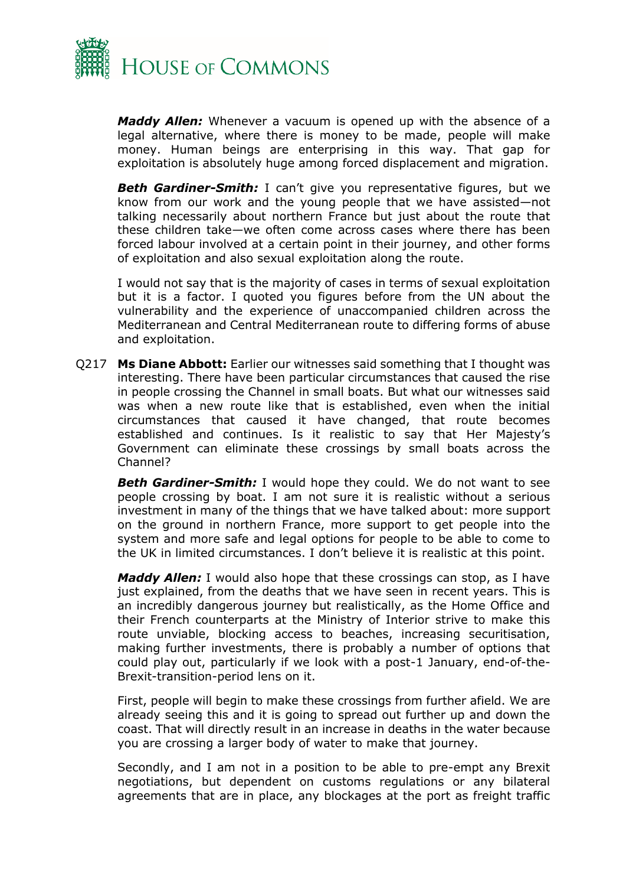***Maddy Allen:*** Whenever a vacuum is opened up with the absence of a legal alternative, where there is money to be made, people will make money. Human beings are enterprising in this way. That gap for exploitation is absolutely huge among forced displacement and migration.

***Beth Gardiner-Smith:*** I can't give you representative figures, but we know from our work and the young people that we have assisted—not talking necessarily about northern France but just about the route that these children take—we often come across cases where there has been forced labour involved at a certain point in their journey, and other forms of exploitation and also sexual exploitation along the route.

I would not say that is the majority of cases in terms of sexual exploitation but it is a factor. I quoted you figures before from the UN about the vulnerability and the experience of unaccompanied children across the Mediterranean and Central Mediterranean route to differing forms of abuse and exploitation.

Q217 **Ms Diane Abbott:** Earlier our witnesses said something that I thought was interesting. There have been particular circumstances that caused the rise in people crossing the Channel in small boats. But what our witnesses said was when a new route like that is established, even when the initial circumstances that caused it have changed, that route becomes established and continues. Is it realistic to say that Her Majesty's Government can eliminate these crossings by small boats across the Channel?

***Beth Gardiner-Smith:*** I would hope they could. We do not want to see people crossing by boat. I am not sure it is realistic without a serious investment in many of the things that we have talked about: more support on the ground in northern France, more support to get people into the system and more safe and legal options for people to be able to come to the UK in limited circumstances. I don't believe it is realistic at this point.

***Maddy Allen:*** I would also hope that these crossings can stop, as I have just explained, from the deaths that we have seen in recent years. This is an incredibly dangerous journey but realistically, as the Home Office and their French counterparts at the Ministry of Interior strive to make this route unviable, blocking access to beaches, increasing securitisation, making further investments, there is probably a number of options that could play out, particularly if we look with a post-1 January, end-of-the-Brexit-transition-period lens on it.

First, people will begin to make these crossings from further afield. We are already seeing this and it is going to spread out further up and down the coast. That will directly result in an increase in deaths in the water because you are crossing a larger body of water to make that journey.

Secondly, and I am not in a position to be able to pre-empt any Brexit negotiations, but dependent on customs regulations or any bilateral agreements that are in place, any blockages at the port as freight traffic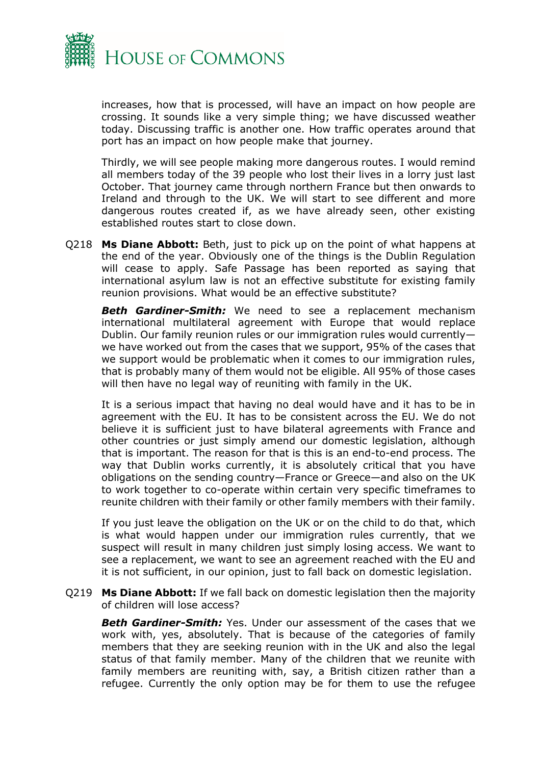increases, how that is processed, will have an impact on how people are crossing. It sounds like a very simple thing; we have discussed weather today. Discussing traffic is another one. How traffic operates around that port has an impact on how people make that journey.

Thirdly, we will see people making more dangerous routes. I would remind all members today of the 39 people who lost their lives in a lorry just last October. That journey came through northern France but then onwards to Ireland and through to the UK. We will start to see different and more dangerous routes created if, as we have already seen, other existing established routes start to close down.

Q218 **Ms Diane Abbott:** Beth, just to pick up on the point of what happens at the end of the year. Obviously one of the things is the Dublin Regulation will cease to apply. Safe Passage has been reported as saying that international asylum law is not an effective substitute for existing family reunion provisions. What would be an effective substitute?

***Beth Gardiner-Smith:*** We need to see a replacement mechanism international multilateral agreement with Europe that would replace Dublin. Our family reunion rules or our immigration rules would currently—we have worked out from the cases that we support, 95% of the cases that we support would be problematic when it comes to our immigration rules, that is probably many of them would not be eligible. All 95% of those cases will then have no legal way of reuniting with family in the UK.

It is a serious impact that having no deal would have and it has to be in agreement with the EU. It has to be consistent across the EU. We do not believe it is sufficient just to have bilateral agreements with France and other countries or just simply amend our domestic legislation, although that is important. The reason for that is this is an end-to-end process. The way that Dublin works currently, it is absolutely critical that you have obligations on the sending country—France or Greece—and also on the UK to work together to co-operate within certain very specific timeframes to reunite children with their family or other family members with their family.

If you just leave the obligation on the UK or on the child to do that, which is what would happen under our immigration rules currently, that we suspect will result in many children just simply losing access. We want to see a replacement, we want to see an agreement reached with the EU and it is not sufficient, in our opinion, just to fall back on domestic legislation.

Q219 **Ms Diane Abbott:** If we fall back on domestic legislation then the majority of children will lose access?

***Beth Gardiner-Smith:*** Yes. Under our assessment of the cases that we work with, yes, absolutely. That is because of the categories of family members that they are seeking reunion with in the UK and also the legal status of that family member. Many of the children that we reunite with family members are reuniting with, say, a British citizen rather than a refugee. Currently the only option may be for them to use the refugee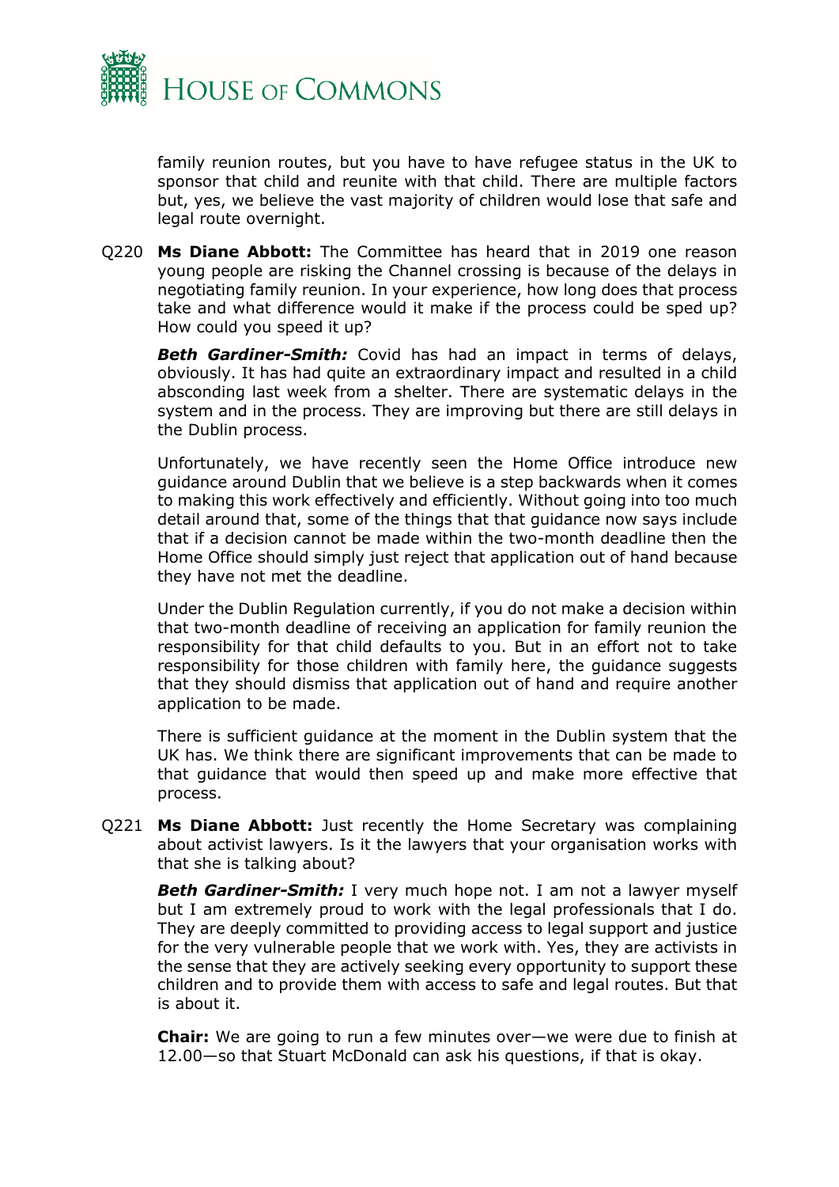family reunion routes, but you have to have refugee status in the UK to sponsor that child and reunite with that child. There are multiple factors but, yes, we believe the vast majority of children would lose that safe and legal route overnight.

Q220 **Ms Diane Abbott:** The Committee has heard that in 2019 one reason young people are risking the Channel crossing is because of the delays in negotiating family reunion. In your experience, how long does that process take and what difference would it make if the process could be sped up? How could you speed it up?

***Beth Gardiner-Smith:*** Covid has had an impact in terms of delays, obviously. It has had quite an extraordinary impact and resulted in a child absconding last week from a shelter. There are systematic delays in the system and in the process. They are improving but there are still delays in the Dublin process.

Unfortunately, we have recently seen the Home Office introduce new guidance around Dublin that we believe is a step backwards when it comes to making this work effectively and efficiently. Without going into too much detail around that, some of the things that that guidance now says include that if a decision cannot be made within the two-month deadline then the Home Office should simply just reject that application out of hand because they have not met the deadline.

Under the Dublin Regulation currently, if you do not make a decision within that two-month deadline of receiving an application for family reunion the responsibility for that child defaults to you. But in an effort not to take responsibility for those children with family here, the guidance suggests that they should dismiss that application out of hand and require another application to be made.

There is sufficient guidance at the moment in the Dublin system that the UK has. We think there are significant improvements that can be made to that guidance that would then speed up and make more effective that process.

Q221 **Ms Diane Abbott:** Just recently the Home Secretary was complaining about activist lawyers. Is it the lawyers that your organisation works with that she is talking about?

***Beth Gardiner-Smith:*** I very much hope not. I am not a lawyer myself but I am extremely proud to work with the legal professionals that I do. They are deeply committed to providing access to legal support and justice for the very vulnerable people that we work with. Yes, they are activists in the sense that they are actively seeking every opportunity to support these children and to provide them with access to safe and legal routes. But that is about it.

**Chair:** We are going to run a few minutes over—we were due to finish at 12.00—so that Stuart McDonald can ask his questions, if that is okay.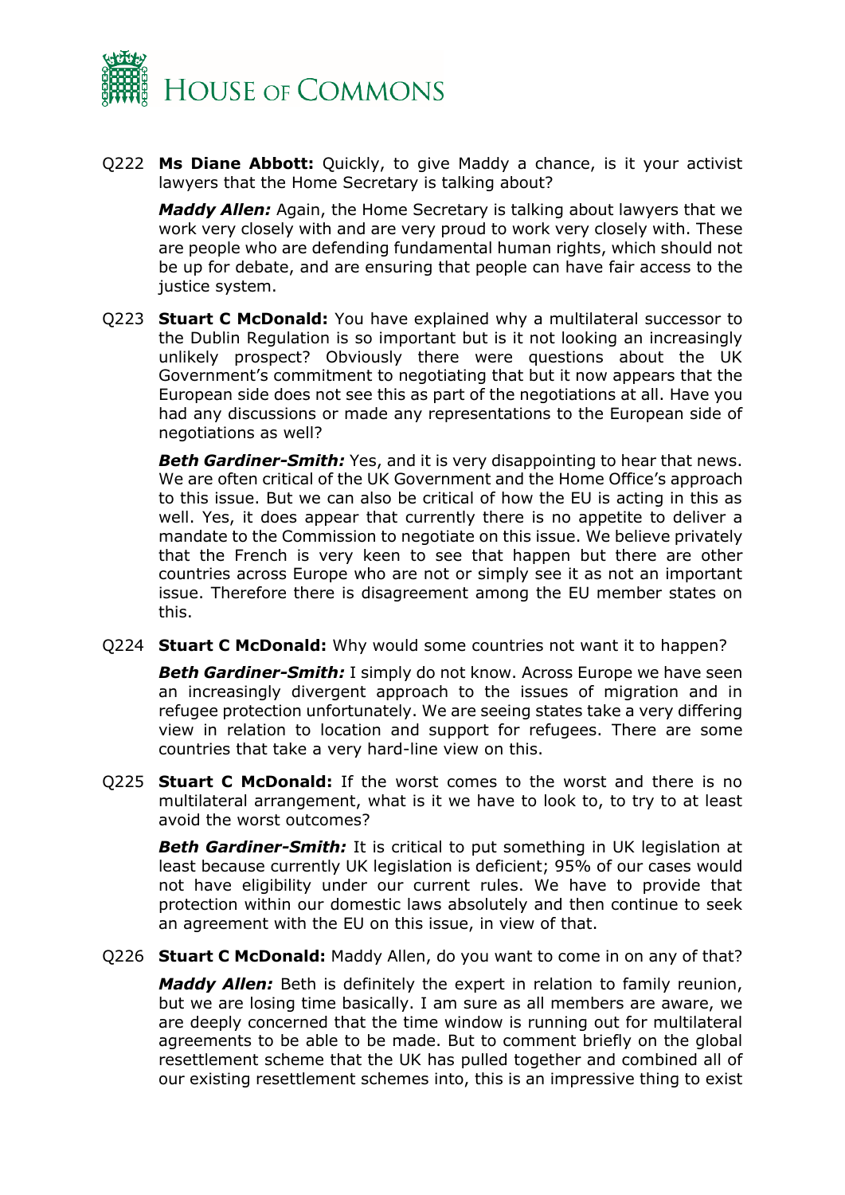Q222 **Ms Diane Abbott:** Quickly, to give Maddy a chance, is it your activist lawyers that the Home Secretary is talking about?

***Maddy Allen:*** Again, the Home Secretary is talking about lawyers that we work very closely with and are very proud to work very closely with. These are people who are defending fundamental human rights, which should not be up for debate, and are ensuring that people can have fair access to the justice system.

Q223 **Stuart C McDonald:** You have explained why a multilateral successor to the Dublin Regulation is so important but is it not looking an increasingly unlikely prospect? Obviously there were questions about the UK Government's commitment to negotiating that but it now appears that the European side does not see this as part of the negotiations at all. Have you had any discussions or made any representations to the European side of negotiations as well?

***Beth Gardiner-Smith:*** Yes, and it is very disappointing to hear that news. We are often critical of the UK Government and the Home Office's approach to this issue. But we can also be critical of how the EU is acting in this as well. Yes, it does appear that currently there is no appetite to deliver a mandate to the Commission to negotiate on this issue. We believe privately that the French is very keen to see that happen but there are other countries across Europe who are not or simply see it as not an important issue. Therefore there is disagreement among the EU member states on this.

Q224 **Stuart C McDonald:** Why would some countries not want it to happen?

***Beth Gardiner-Smith:*** I simply do not know. Across Europe we have seen an increasingly divergent approach to the issues of migration and in refugee protection unfortunately. We are seeing states take a very differing view in relation to location and support for refugees. There are some countries that take a very hard-line view on this.

Q225 **Stuart C McDonald:** If the worst comes to the worst and there is no multilateral arrangement, what is it we have to look to, to try to at least avoid the worst outcomes?

***Beth Gardiner-Smith:*** It is critical to put something in UK legislation at least because currently UK legislation is deficient; 95% of our cases would not have eligibility under our current rules. We have to provide that protection within our domestic laws absolutely and then continue to seek an agreement with the EU on this issue, in view of that.

Q226 **Stuart C McDonald:** Maddy Allen, do you want to come in on any of that?

***Maddy Allen:*** Beth is definitely the expert in relation to family reunion, but we are losing time basically. I am sure as all members are aware, we are deeply concerned that the time window is running out for multilateral agreements to be able to be made. But to comment briefly on the global resettlement scheme that the UK has pulled together and combined all of our existing resettlement schemes into, this is an impressive thing to exist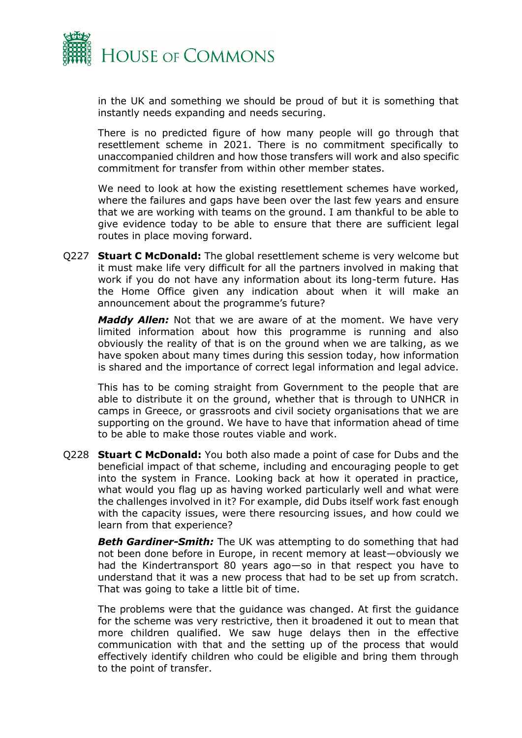in the UK and something we should be proud of but it is something that instantly needs expanding and needs securing.

There is no predicted figure of how many people will go through that resettlement scheme in 2021. There is no commitment specifically to unaccompanied children and how those transfers will work and also specific commitment for transfer from within other member states.

We need to look at how the existing resettlement schemes have worked, where the failures and gaps have been over the last few years and ensure that we are working with teams on the ground. I am thankful to be able to give evidence today to be able to ensure that there are sufficient legal routes in place moving forward.

Q227 **Stuart C McDonald:** The global resettlement scheme is very welcome but it must make life very difficult for all the partners involved in making that work if you do not have any information about its long-term future. Has the Home Office given any indication about when it will make an announcement about the programme's future?

***Maddy Allen:*** Not that we are aware of at the moment. We have very limited information about how this programme is running and also obviously the reality of that is on the ground when we are talking, as we have spoken about many times during this session today, how information is shared and the importance of correct legal information and legal advice.

This has to be coming straight from Government to the people that are able to distribute it on the ground, whether that is through to UNHCR in camps in Greece, or grassroots and civil society organisations that we are supporting on the ground. We have to have that information ahead of time to be able to make those routes viable and work.

Q228 **Stuart C McDonald:** You both also made a point of case for Dubs and the beneficial impact of that scheme, including and encouraging people to get into the system in France. Looking back at how it operated in practice, what would you flag up as having worked particularly well and what were the challenges involved in it? For example, did Dubs itself work fast enough with the capacity issues, were there resourcing issues, and how could we learn from that experience?

***Beth Gardiner-Smith:*** The UK was attempting to do something that had not been done before in Europe, in recent memory at least—obviously we had the Kindertransport 80 years ago—so in that respect you have to understand that it was a new process that had to be set up from scratch. That was going to take a little bit of time.

The problems were that the guidance was changed. At first the guidance for the scheme was very restrictive, then it broadened it out to mean that more children qualified. We saw huge delays then in the effective communication with that and the setting up of the process that would effectively identify children who could be eligible and bring them through to the point of transfer.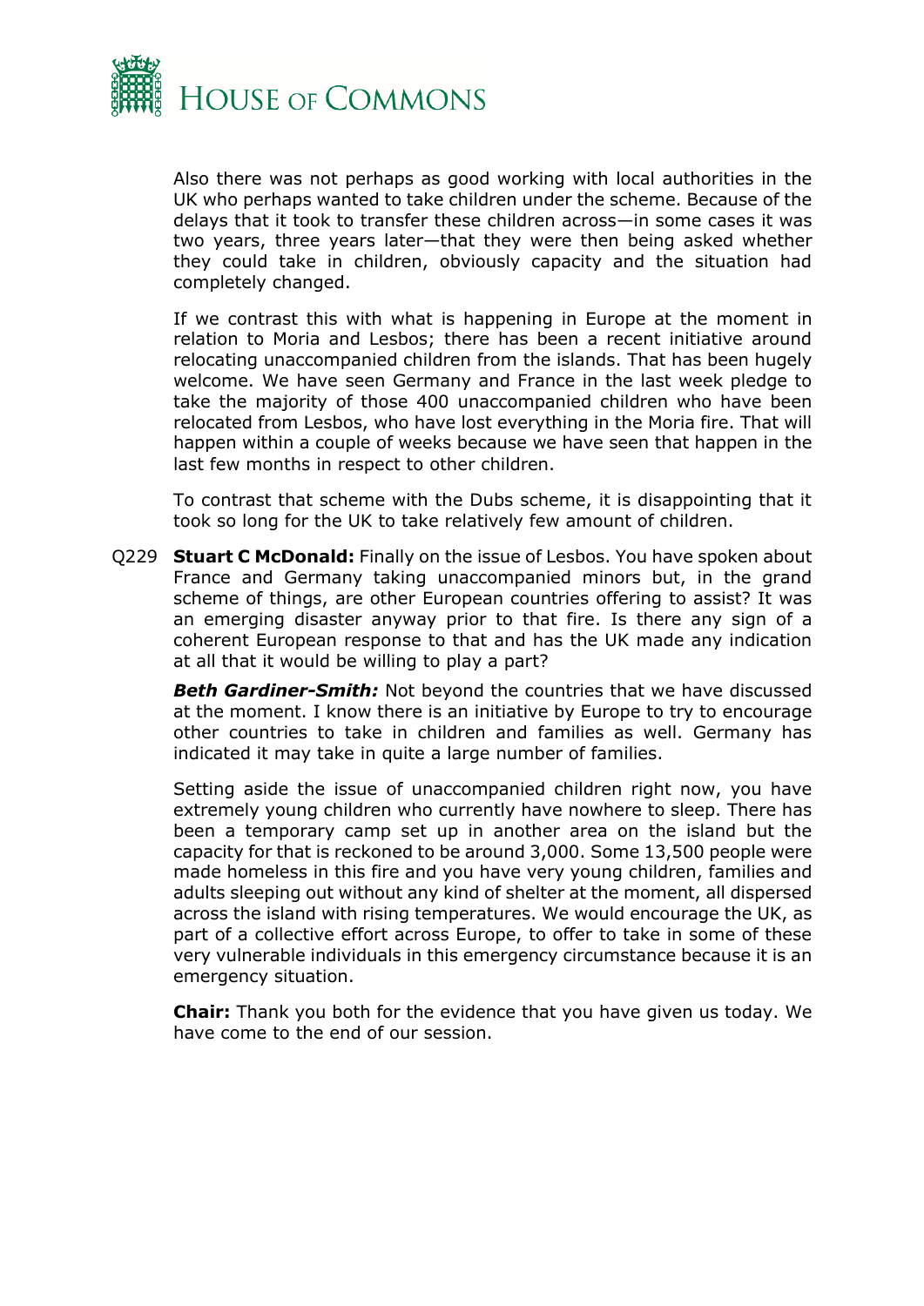Also there was not perhaps as good working with local authorities in the UK who perhaps wanted to take children under the scheme. Because of the delays that it took to transfer these children across—in some cases it was two years, three years later—that they were then being asked whether they could take in children, obviously capacity and the situation had completely changed.

If we contrast this with what is happening in Europe at the moment in relation to Moria and Lesbos; there has been a recent initiative around relocating unaccompanied children from the islands. That has been hugely welcome. We have seen Germany and France in the last week pledge to take the majority of those 400 unaccompanied children who have been relocated from Lesbos, who have lost everything in the Moria fire. That will happen within a couple of weeks because we have seen that happen in the last few months in respect to other children.

To contrast that scheme with the Dubs scheme, it is disappointing that it took so long for the UK to take relatively few amount of children.

Q229 **Stuart C McDonald:** Finally on the issue of Lesbos. You have spoken about France and Germany taking unaccompanied minors but, in the grand scheme of things, are other European countries offering to assist? It was an emerging disaster anyway prior to that fire. Is there any sign of a coherent European response to that and has the UK made any indication at all that it would be willing to play a part?

***Beth Gardiner-Smith:*** Not beyond the countries that we have discussed at the moment. I know there is an initiative by Europe to try to encourage other countries to take in children and families as well. Germany has indicated it may take in quite a large number of families.

Setting aside the issue of unaccompanied children right now, you have extremely young children who currently have nowhere to sleep. There has been a temporary camp set up in another area on the island but the capacity for that is reckoned to be around 3,000. Some 13,500 people were made homeless in this fire and you have very young children, families and adults sleeping out without any kind of shelter at the moment, all dispersed across the island with rising temperatures. We would encourage the UK, as part of a collective effort across Europe, to offer to take in some of these very vulnerable individuals in this emergency circumstance because it is an emergency situation.

**Chair:** Thank you both for the evidence that you have given us today. We have come to the end of our session.